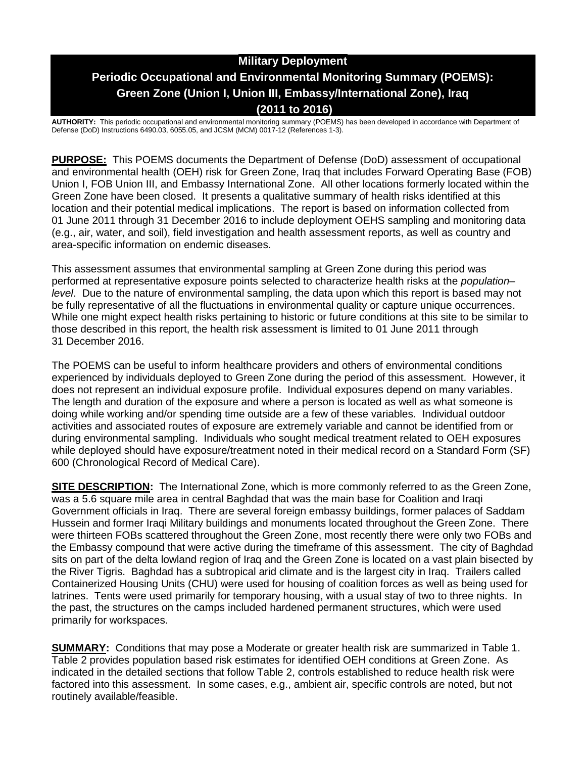# Military Deployment
# Periodic Occupational and Environmental Monitoring Summary (POEMS): Green Zone (Union I, Union III, Embassy/International Zone), Iraq (2011 to 2016)

**AUTHORITY:** This periodic occupational and environmental monitoring summary (POEMS) has been developed in accordance with Department of Defense (DoD) Instructions 6490.03, 6055.05, and JCSM (MCM) 0017-12 (References 1-3).

**PURPOSE:** This POEMS documents the Department of Defense (DoD) assessment of occupational and environmental health (OEH) risk for Green Zone, Iraq that includes Forward Operating Base (FOB) Union I, FOB Union III, and Embassy International Zone. All other locations formerly located within the Green Zone have been closed. It presents a qualitative summary of health risks identified at this location and their potential medical implications. The report is based on information collected from 01 June 2011 through 31 December 2016 to include deployment OEHS sampling and monitoring data (e.g., air, water, and soil), field investigation and health assessment reports, as well as country and area-specific information on endemic diseases.

This assessment assumes that environmental sampling at Green Zone during this period was performed at representative exposure points selected to characterize health risks at the *population–level*. Due to the nature of environmental sampling, the data upon which this report is based may not be fully representative of all the fluctuations in environmental quality or capture unique occurrences. While one might expect health risks pertaining to historic or future conditions at this site to be similar to those described in this report, the health risk assessment is limited to 01 June 2011 through 31 December 2016.

The POEMS can be useful to inform healthcare providers and others of environmental conditions experienced by individuals deployed to Green Zone during the period of this assessment. However, it does not represent an individual exposure profile. Individual exposures depend on many variables. The length and duration of the exposure and where a person is located as well as what someone is doing while working and/or spending time outside are a few of these variables. Individual outdoor activities and associated routes of exposure are extremely variable and cannot be identified from or during environmental sampling. Individuals who sought medical treatment related to OEH exposures while deployed should have exposure/treatment noted in their medical record on a Standard Form (SF) 600 (Chronological Record of Medical Care).

**SITE DESCRIPTION:** The International Zone, which is more commonly referred to as the Green Zone, was a 5.6 square mile area in central Baghdad that was the main base for Coalition and Iraqi Government officials in Iraq. There are several foreign embassy buildings, former palaces of Saddam Hussein and former Iraqi Military buildings and monuments located throughout the Green Zone. There were thirteen FOBs scattered throughout the Green Zone, most recently there were only two FOBs and the Embassy compound that were active during the timeframe of this assessment. The city of Baghdad sits on part of the delta lowland region of Iraq and the Green Zone is located on a vast plain bisected by the River Tigris. Baghdad has a subtropical arid climate and is the largest city in Iraq. Trailers called Containerized Housing Units (CHU) were used for housing of coalition forces as well as being used for latrines. Tents were used primarily for temporary housing, with a usual stay of two to three nights. In the past, the structures on the camps included hardened permanent structures, which were used primarily for workspaces.

**SUMMARY:** Conditions that may pose a Moderate or greater health risk are summarized in Table 1. Table 2 provides population based risk estimates for identified OEH conditions at Green Zone. As indicated in the detailed sections that follow Table 2, controls established to reduce health risk were factored into this assessment. In some cases, e.g., ambient air, specific controls are noted, but not routinely available/feasible.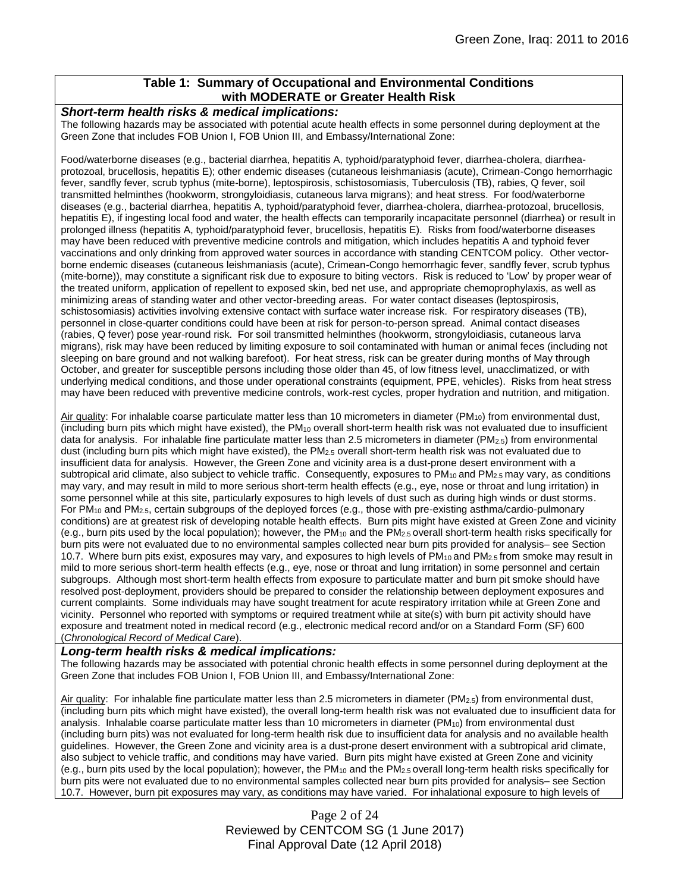**Table 1: Summary of Occupational and Environmental Conditions with MODERATE or Greater Health Risk**

***Short-term health risks & medical implications:***

The following hazards may be associated with potential acute health effects in some personnel during deployment at the Green Zone that includes FOB Union I, FOB Union III, and Embassy/International Zone:

Food/waterborne diseases (e.g., bacterial diarrhea, hepatitis A, typhoid/paratyphoid fever, diarrhea-cholera, diarrhea-protozoal, brucellosis, hepatitis E); other endemic diseases (cutaneous leishmaniasis (acute), Crimean-Congo hemorrhagic fever, sandfly fever, scrub typhus (mite-borne), leptospirosis, schistosomiasis, Tuberculosis (TB), rabies, Q fever, soil transmitted helminthes (hookworm, strongyloidiasis, cutaneous larva migrans); and heat stress. For food/waterborne diseases (e.g., bacterial diarrhea, hepatitis A, typhoid/paratyphoid fever, diarrhea-cholera, diarrhea-protozoal, brucellosis, hepatitis E), if ingesting local food and water, the health effects can temporarily incapacitate personnel (diarrhea) or result in prolonged illness (hepatitis A, typhoid/paratyphoid fever, brucellosis, hepatitis E). Risks from food/waterborne diseases may have been reduced with preventive medicine controls and mitigation, which includes hepatitis A and typhoid fever vaccinations and only drinking from approved water sources in accordance with standing CENTCOM policy. Other vector-borne endemic diseases (cutaneous leishmaniasis (acute), Crimean-Congo hemorrhagic fever, sandfly fever, scrub typhus (mite-borne)), may constitute a significant risk due to exposure to biting vectors. Risk is reduced to 'Low' by proper wear of the treated uniform, application of repellent to exposed skin, bed net use, and appropriate chemoprophylaxis, as well as minimizing areas of standing water and other vector-breeding areas. For water contact diseases (leptospirosis, schistosomiasis) activities involving extensive contact with surface water increase risk. For respiratory diseases (TB), personnel in close-quarter conditions could have been at risk for person-to-person spread. Animal contact diseases (rabies, Q fever) pose year-round risk. For soil transmitted helminthes (hookworm, strongyloidiasis, cutaneous larva migrans), risk may have been reduced by limiting exposure to soil contaminated with human or animal feces (including not sleeping on bare ground and not walking barefoot). For heat stress, risk can be greater during months of May through October, and greater for susceptible persons including those older than 45, of low fitness level, unacclimatized, or with underlying medical conditions, and those under operational constraints (equipment, PPE, vehicles). Risks from heat stress may have been reduced with preventive medicine controls, work-rest cycles, proper hydration and nutrition, and mitigation.

Air quality: For inhalable coarse particulate matter less than 10 micrometers in diameter ($PM_{10}$) from environmental dust, (including burn pits which might have existed), the $PM_{10}$ overall short-term health risk was not evaluated due to insufficient data for analysis. For inhalable fine particulate matter less than 2.5 micrometers in diameter ($PM_{2.5}$) from environmental dust (including burn pits which might have existed), the $PM_{2.5}$ overall short-term health risk was not evaluated due to insufficient data for analysis. However, the Green Zone and vicinity area is a dust-prone desert environment with a subtropical arid climate, also subject to vehicle traffic. Consequently, exposures to $PM_{10}$ and $PM_{2.5}$ may vary, as conditions may vary, and may result in mild to more serious short-term health effects (e.g., eye, nose or throat and lung irritation) in some personnel while at this site, particularly exposures to high levels of dust such as during high winds or dust storms. For $PM_{10}$ and $PM_{2.5}$, certain subgroups of the deployed forces (e.g., those with pre-existing asthma/cardio-pulmonary conditions) are at greatest risk of developing notable health effects. Burn pits might have existed at Green Zone and vicinity (e.g., burn pits used by the local population); however, the $PM_{10}$ and the $PM_{2.5}$ overall short-term health risks specifically for burn pits were not evaluated due to no environmental samples collected near burn pits provided for analysis– see Section 10.7. Where burn pits exist, exposures may vary, and exposures to high levels of $PM_{10}$ and $PM_{2.5}$ from smoke may result in mild to more serious short-term health effects (e.g., eye, nose or throat and lung irritation) in some personnel and certain subgroups. Although most short-term health effects from exposure to particulate matter and burn pit smoke should have resolved post-deployment, providers should be prepared to consider the relationship between deployment exposures and current complaints. Some individuals may have sought treatment for acute respiratory irritation while at Green Zone and vicinity. Personnel who reported with symptoms or required treatment while at site(s) with burn pit activity should have exposure and treatment noted in medical record (e.g., electronic medical record and/or on a Standard Form (SF) 600 (*Chronological Record of Medical Care*).

***Long-term health risks & medical implications:***

The following hazards may be associated with potential chronic health effects in some personnel during deployment at the Green Zone that includes FOB Union I, FOB Union III, and Embassy/International Zone:

Air quality: For inhalable fine particulate matter less than 2.5 micrometers in diameter ($PM_{2.5}$) from environmental dust, (including burn pits which might have existed), the overall long-term health risk was not evaluated due to insufficient data for analysis. Inhalable coarse particulate matter less than 10 micrometers in diameter ($PM_{10}$) from environmental dust (including burn pits) was not evaluated for long-term health risk due to insufficient data for analysis and no available health guidelines. However, the Green Zone and vicinity area is a dust-prone desert environment with a subtropical arid climate, also subject to vehicle traffic, and conditions may have varied. Burn pits might have existed at Green Zone and vicinity (e.g., burn pits used by the local population); however, the $PM_{10}$ and the $PM_{2.5}$ overall long-term health risks specifically for burn pits were not evaluated due to no environmental samples collected near burn pits provided for analysis– see Section 10.7. However, burn pit exposures may vary, as conditions may have varied. For inhalational exposure to high levels of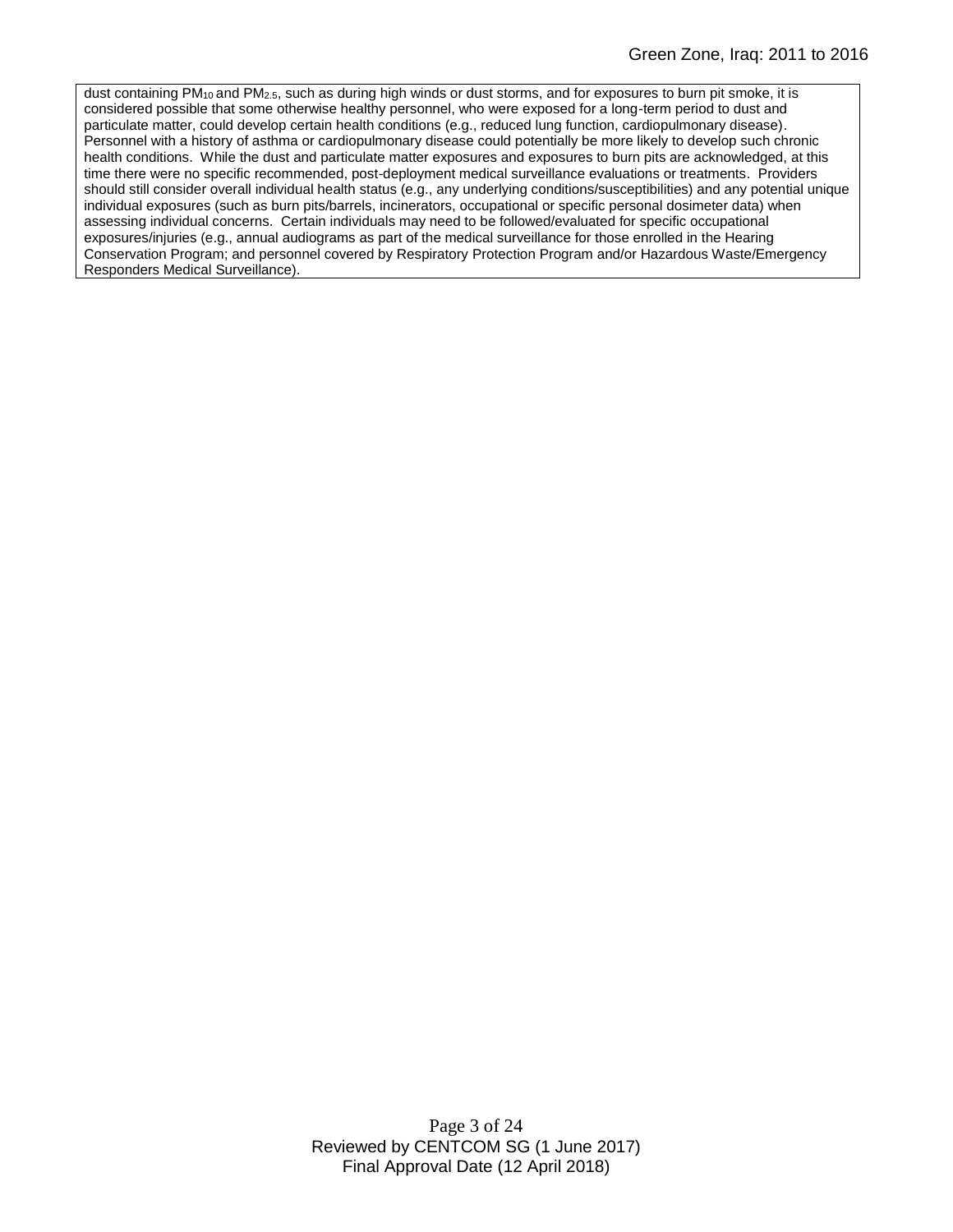dust containing $PM_{10}$ and $PM_{2.5}$, such as during high winds or dust storms, and for exposures to burn pit smoke, it is considered possible that some otherwise healthy personnel, who were exposed for a long-term period to dust and particulate matter, could develop certain health conditions (e.g., reduced lung function, cardiopulmonary disease). Personnel with a history of asthma or cardiopulmonary disease could potentially be more likely to develop such chronic health conditions. While the dust and particulate matter exposures and exposures to burn pits are acknowledged, at this time there were no specific recommended, post-deployment medical surveillance evaluations or treatments. Providers should still consider overall individual health status (e.g., any underlying conditions/susceptibilities) and any potential unique individual exposures (such as burn pits/barrels, incinerators, occupational or specific personal dosimeter data) when assessing individual concerns. Certain individuals may need to be followed/evaluated for specific occupational exposures/injuries (e.g., annual audiograms as part of the medical surveillance for those enrolled in the Hearing Conservation Program; and personnel covered by Respiratory Protection Program and/or Hazardous Waste/Emergency Responders Medical Surveillance).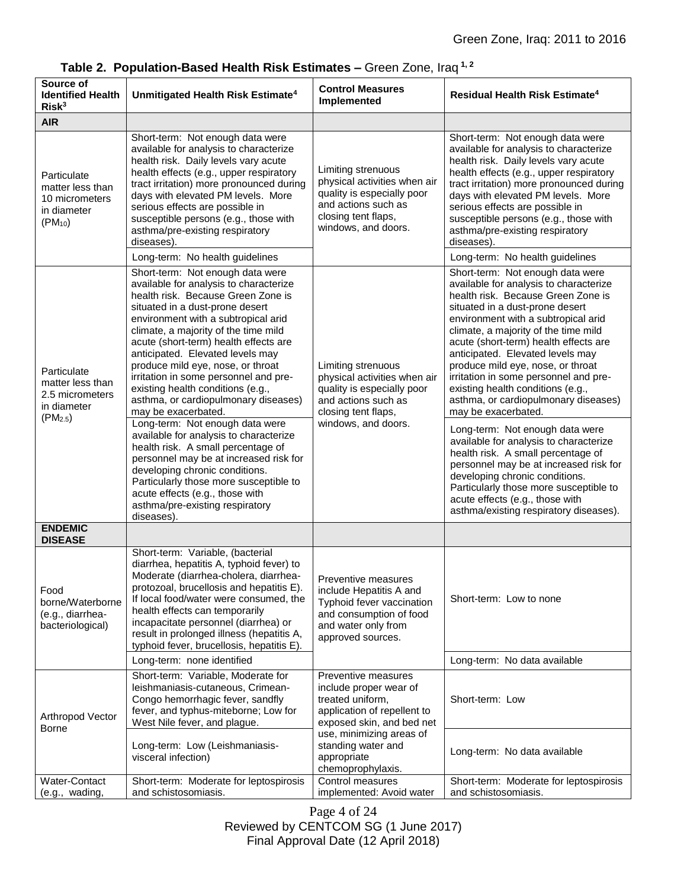**Table 2. Population-Based Health Risk Estimates –** Green Zone, Iraq [1, 2]

| Source of Identified Health Risk[3] | Unmitigated Health Risk Estimate[4] | Control Measures Implemented | Residual Health Risk Estimate[4] |
|---|---|---|---|
| **AIR** | | | |
| Particulate matter less than 10 micrometers in diameter ($PM_{10}$) | Short-term: Not enough data were available for analysis to characterize health risk. Daily levels vary acute health effects (e.g., upper respiratory tract irritation) more pronounced during days with elevated PM levels. More serious effects are possible in susceptible persons (e.g., those with asthma/pre-existing respiratory diseases). | Limiting strenuous physical activities when air quality is especially poor and actions such as closing tent flaps, windows, and doors. | Short-term: Not enough data were available for analysis to characterize health risk. Daily levels vary acute health effects (e.g., upper respiratory tract irritation) more pronounced during days with elevated PM levels. More serious effects are possible in susceptible persons (e.g., those with asthma/pre-existing respiratory diseases). |
| | Long-term: No health guidelines | | Long-term: No health guidelines |
| Particulate matter less than 2.5 micrometers in diameter ($PM_{2.5}$) | Short-term: Not enough data were available for analysis to characterize health risk. Because Green Zone is situated in a dust-prone desert environment with a subtropical arid climate, a majority of the time mild acute (short-term) health effects are anticipated. Elevated levels may produce mild eye, nose, or throat irritation in some personnel and pre-existing health conditions (e.g., asthma, or cardiopulmonary diseases) may be exacerbated. | Limiting strenuous physical activities when air quality is especially poor and actions such as closing tent flaps, windows, and doors. | Short-term: Not enough data were available for analysis to characterize health risk. Because Green Zone is situated in a dust-prone desert environment with a subtropical arid climate, a majority of the time mild acute (short-term) health effects are anticipated. Elevated levels may produce mild eye, nose, or throat irritation in some personnel and pre-existing health conditions (e.g., asthma, or cardiopulmonary diseases) may be exacerbated. |
| | Long-term: Not enough data were available for analysis to characterize health risk. A small percentage of personnel may be at increased risk for developing chronic conditions. Particularly those more susceptible to acute effects (e.g., those with asthma/pre-existing respiratory diseases). | | Long-term: Not enough data were available for analysis to characterize health risk. A small percentage of personnel may be at increased risk for developing chronic conditions. Particularly those more susceptible to acute effects (e.g., those with asthma/existing respiratory diseases). |
| **ENDEMIC DISEASE** | | | |
| Food borne/Waterborne (e.g., diarrhea-bacteriological) | Short-term: Variable, (bacterial diarrhea, hepatitis A, typhoid fever) to Moderate (diarrhea-cholera, diarrhea-protozoal, brucellosis and hepatitis E). If local food/water were consumed, the health effects can temporarily incapacitate personnel (diarrhea) or result in prolonged illness (hepatitis A, typhoid fever, brucellosis, hepatitis E). | Preventive measures include Hepatitis A and Typhoid fever vaccination and consumption of food and water only from approved sources. | Short-term: Low to none |
| | Long-term: none identified | | Long-term: No data available |
| Arthropod Vector Borne | Short-term: Variable, Moderate for leishmaniasis-cutaneous, Crimean-Congo hemorrhagic fever, sandfly fever, and typhus-miteborne; Low for West Nile fever, and plague. | Preventive measures include proper wear of treated uniform, application of repellent to exposed skin, and bed net use, minimizing areas of standing water and appropriate chemoprophylaxis. | Short-term: Low |
| | Long-term: Low (Leishmaniasis-visceral infection) | | Long-term: No data available |
| Water-Contact (e.g., wading, | Short-term: Moderate for leptospirosis and schistosomiasis. | Control measures implemented: Avoid water | Short-term: Moderate for leptospirosis and schistosomiasis. |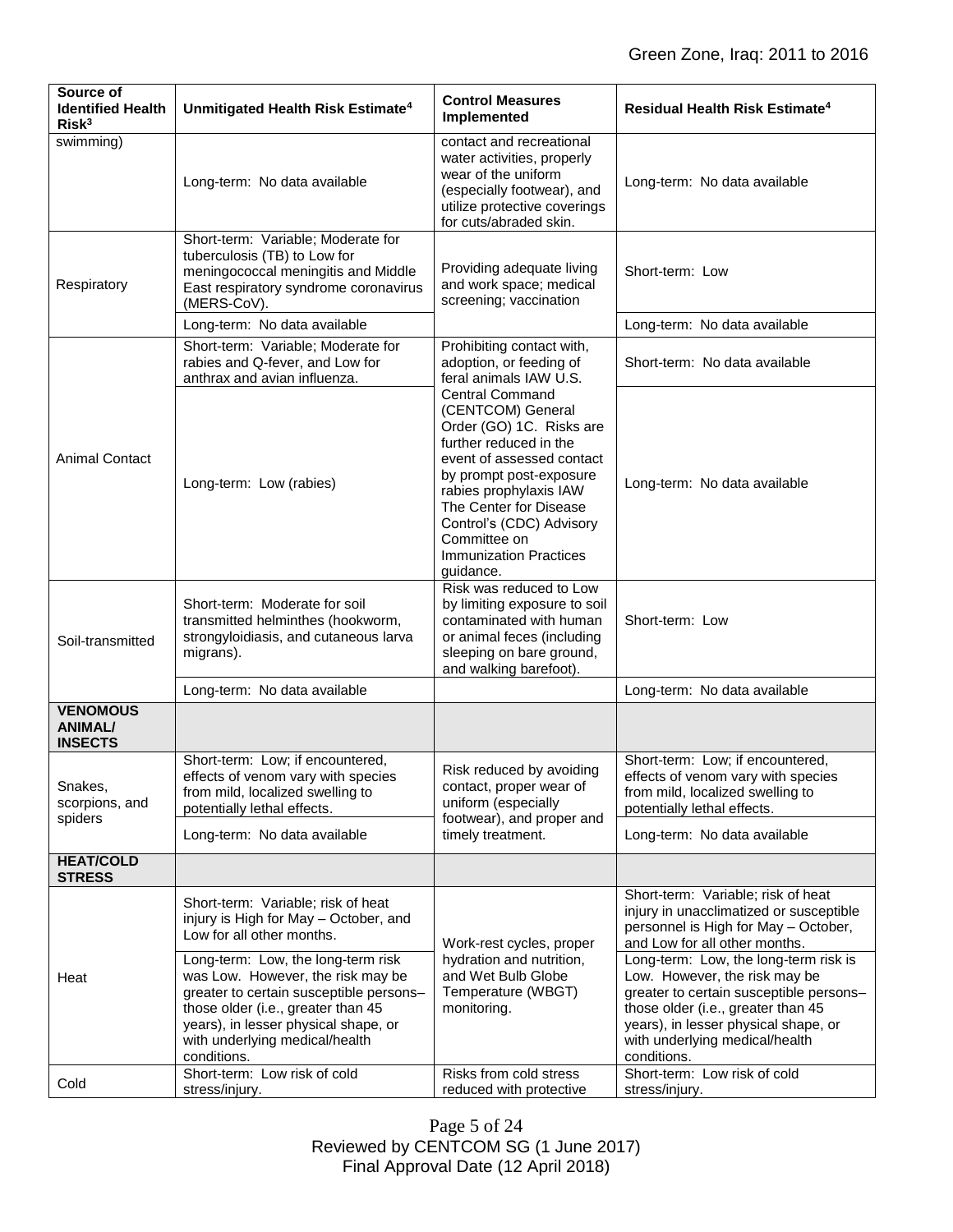| Source of Identified Health Risk[3] | Unmitigated Health Risk Estimate[4] | Control Measures Implemented | Residual Health Risk Estimate[4] |
|---|---|---|---|
| swimming) | Long-term: No data available | contact and recreational water activities, properly wear of the uniform (especially footwear), and utilize protective coverings for cuts/abraded skin. | Long-term: No data available |
| Respiratory | Short-term: Variable; Moderate for tuberculosis (TB) to Low for meningococcal meningitis and Middle East respiratory syndrome coronavirus (MERS-CoV). | Providing adequate living and work space; medical screening; vaccination | Short-term: Low |
| | Long-term: No data available | | Long-term: No data available |
| Animal Contact | Short-term: Variable; Moderate for rabies and Q-fever, and Low for anthrax and avian influenza. | Prohibiting contact with, adoption, or feeding of feral animals IAW U.S. Central Command (CENTCOM) General Order (GO) 1C. Risks are further reduced in the event of assessed contact by prompt post-exposure rabies prophylaxis IAW The Center for Disease Control's (CDC) Advisory Committee on Immunization Practices guidance. | Short-term: No data available |
| | Long-term: Low (rabies) | | Long-term: No data available |
| Soil-transmitted | Short-term: Moderate for soil transmitted helminthes (hookworm, strongyloidiasis, and cutaneous larva migrans). | Risk was reduced to Low by limiting exposure to soil contaminated with human or animal feces (including sleeping on bare ground, and walking barefoot). | Short-term: Low |
| | Long-term: No data available | | Long-term: No data available |
| **VENOMOUS ANIMAL/ INSECTS** | | | |
| Snakes, scorpions, and spiders | Short-term: Low; if encountered, effects of venom vary with species from mild, localized swelling to potentially lethal effects. | Risk reduced by avoiding contact, proper wear of uniform (especially footwear), and proper and timely treatment. | Short-term: Low; if encountered, effects of venom vary with species from mild, localized swelling to potentially lethal effects. |
| | Long-term: No data available | | Long-term: No data available |
| **HEAT/COLD STRESS** | | | |
| Heat | Short-term: Variable; risk of heat injury is High for May – October, and Low for all other months. | Work-rest cycles, proper hydration and nutrition, and Wet Bulb Globe Temperature (WBGT) monitoring. | Short-term: Variable; risk of heat injury in unacclimatized or susceptible personnel is High for May – October, and Low for all other months. |
| | Long-term: Low, the long-term risk was Low. However, the risk may be greater to certain susceptible persons–those older (i.e., greater than 45 years), in lesser physical shape, or with underlying medical/health conditions. | | Long-term: Low, the long-term risk is Low. However, the risk may be greater to certain susceptible persons–those older (i.e., greater than 45 years), in lesser physical shape, or with underlying medical/health conditions. |
| Cold | Short-term: Low risk of cold stress/injury. | Risks from cold stress reduced with protective | Short-term: Low risk of cold stress/injury. |

Reviewed by CENTCOM SG (1 June 2017)
Final Approval Date (12 April 2018)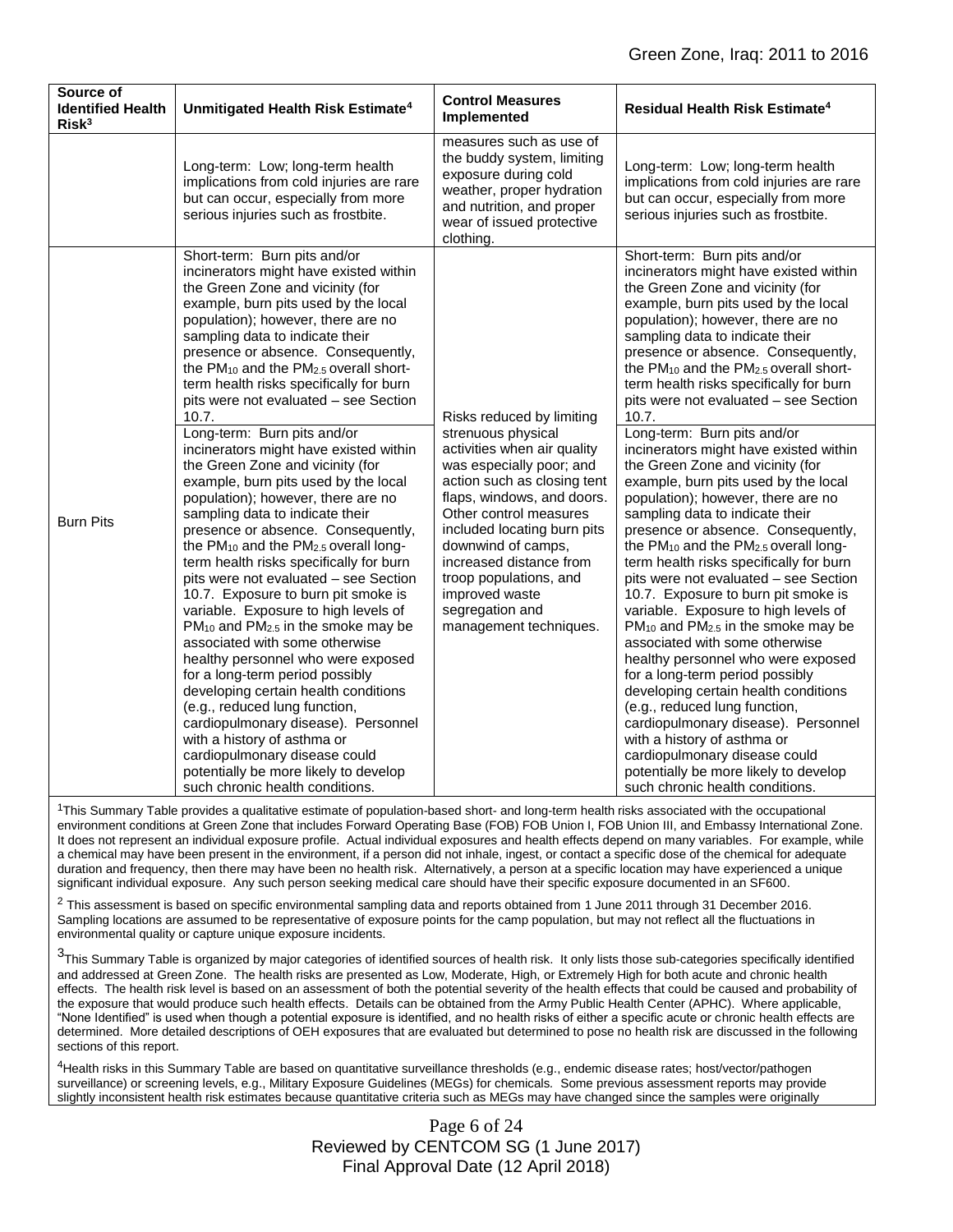| Source of Identified Health Risk[3] | Unmitigated Health Risk Estimate[4] | Control Measures Implemented | Residual Health Risk Estimate[4] |
|---|---|---|---|
| | Long-term: Low; long-term health implications from cold injuries are rare but can occur, especially from more serious injuries such as frostbite. | measures such as use of the buddy system, limiting exposure during cold weather, proper hydration and nutrition, and proper wear of issued protective clothing. | Long-term: Low; long-term health implications from cold injuries are rare but can occur, especially from more serious injuries such as frostbite. |
| Burn Pits | Short-term: Burn pits and/or incinerators might have existed within the Green Zone and vicinity (for example, burn pits used by the local population); however, there are no sampling data to indicate their presence or absence. Consequently, the $PM_{10}$ and the $PM_{2.5}$ overall short-term health risks specifically for burn pits were not evaluated – see Section 10.7. | Risks reduced by limiting strenuous physical activities when air quality was especially poor; and action such as closing tent flaps, windows, and doors. Other control measures included locating burn pits downwind of camps, increased distance from troop populations, and improved waste segregation and management techniques. | Short-term: Burn pits and/or incinerators might have existed within the Green Zone and vicinity (for example, burn pits used by the local population); however, there are no sampling data to indicate their presence or absence. Consequently, the $PM_{10}$ and the $PM_{2.5}$ overall short-term health risks specifically for burn pits were not evaluated – see Section 10.7. |
| | Long-term: Burn pits and/or incinerators might have existed within the Green Zone and vicinity (for example, burn pits used by the local population); however, there are no sampling data to indicate their presence or absence. Consequently, the $PM_{10}$ and the $PM_{2.5}$ overall long-term health risks specifically for burn pits were not evaluated – see Section 10.7. Exposure to burn pit smoke is variable. Exposure to high levels of $PM_{10}$ and $PM_{2.5}$ in the smoke may be associated with some otherwise healthy personnel who were exposed for a long-term period possibly developing certain health conditions (e.g., reduced lung function, cardiopulmonary disease). Personnel with a history of asthma or cardiopulmonary disease could potentially be more likely to develop such chronic health conditions. | | Long-term: Burn pits and/or incinerators might have existed within the Green Zone and vicinity (for example, burn pits used by the local population); however, there are no sampling data to indicate their presence or absence. Consequently, the $PM_{10}$ and the $PM_{2.5}$ overall long-term health risks specifically for burn pits were not evaluated – see Section 10.7. Exposure to burn pit smoke is variable. Exposure to high levels of $PM_{10}$ and $PM_{2.5}$ in the smoke may be associated with some otherwise healthy personnel who were exposed for a long-term period possibly developing certain health conditions (e.g., reduced lung function, cardiopulmonary disease). Personnel with a history of asthma or cardiopulmonary disease could potentially be more likely to develop such chronic health conditions. |

[1]This Summary Table provides a qualitative estimate of population-based short- and long-term health risks associated with the occupational environment conditions at Green Zone that includes Forward Operating Base (FOB) FOB Union I, FOB Union III, and Embassy International Zone. It does not represent an individual exposure profile. Actual individual exposures and health effects depend on many variables. For example, while a chemical may have been present in the environment, if a person did not inhale, ingest, or contact a specific dose of the chemical for adequate duration and frequency, then there may have been no health risk. Alternatively, a person at a specific location may have experienced a unique significant individual exposure. Any such person seeking medical care should have their specific exposure documented in an SF600.

[2] This assessment is based on specific environmental sampling data and reports obtained from 1 June 2011 through 31 December 2016. Sampling locations are assumed to be representative of exposure points for the camp population, but may not reflect all the fluctuations in environmental quality or capture unique exposure incidents.

[3]This Summary Table is organized by major categories of identified sources of health risk. It only lists those sub-categories specifically identified and addressed at Green Zone. The health risks are presented as Low, Moderate, High, or Extremely High for both acute and chronic health effects. The health risk level is based on an assessment of both the potential severity of the health effects that could be caused and probability of the exposure that would produce such health effects. Details can be obtained from the Army Public Health Center (APHC). Where applicable, "None Identified" is used when though a potential exposure is identified, and no health risks of either a specific acute or chronic health effects are determined. More detailed descriptions of OEH exposures that are evaluated but determined to pose no health risk are discussed in the following sections of this report.

[4]Health risks in this Summary Table are based on quantitative surveillance thresholds (e.g., endemic disease rates; host/vector/pathogen surveillance) or screening levels, e.g., Military Exposure Guidelines (MEGs) for chemicals. Some previous assessment reports may provide slightly inconsistent health risk estimates because quantitative criteria such as MEGs may have changed since the samples were originally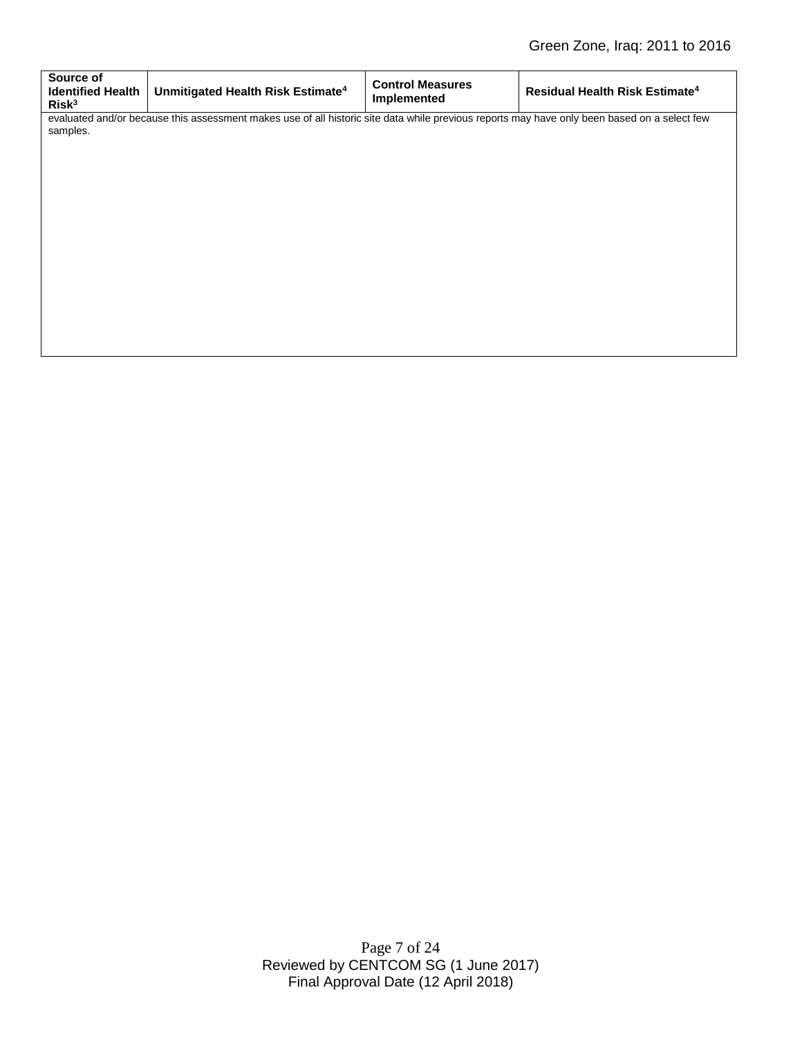| Source of Identified Health Risk[3] | Unmitigated Health Risk Estimate[4] | Control Measures Implemented | Residual Health Risk Estimate[4] |
| --- | --- | --- | --- |
| evaluated and/or because this assessment makes use of all historic site data while previous reports may have only been based on a select few samples. | | | |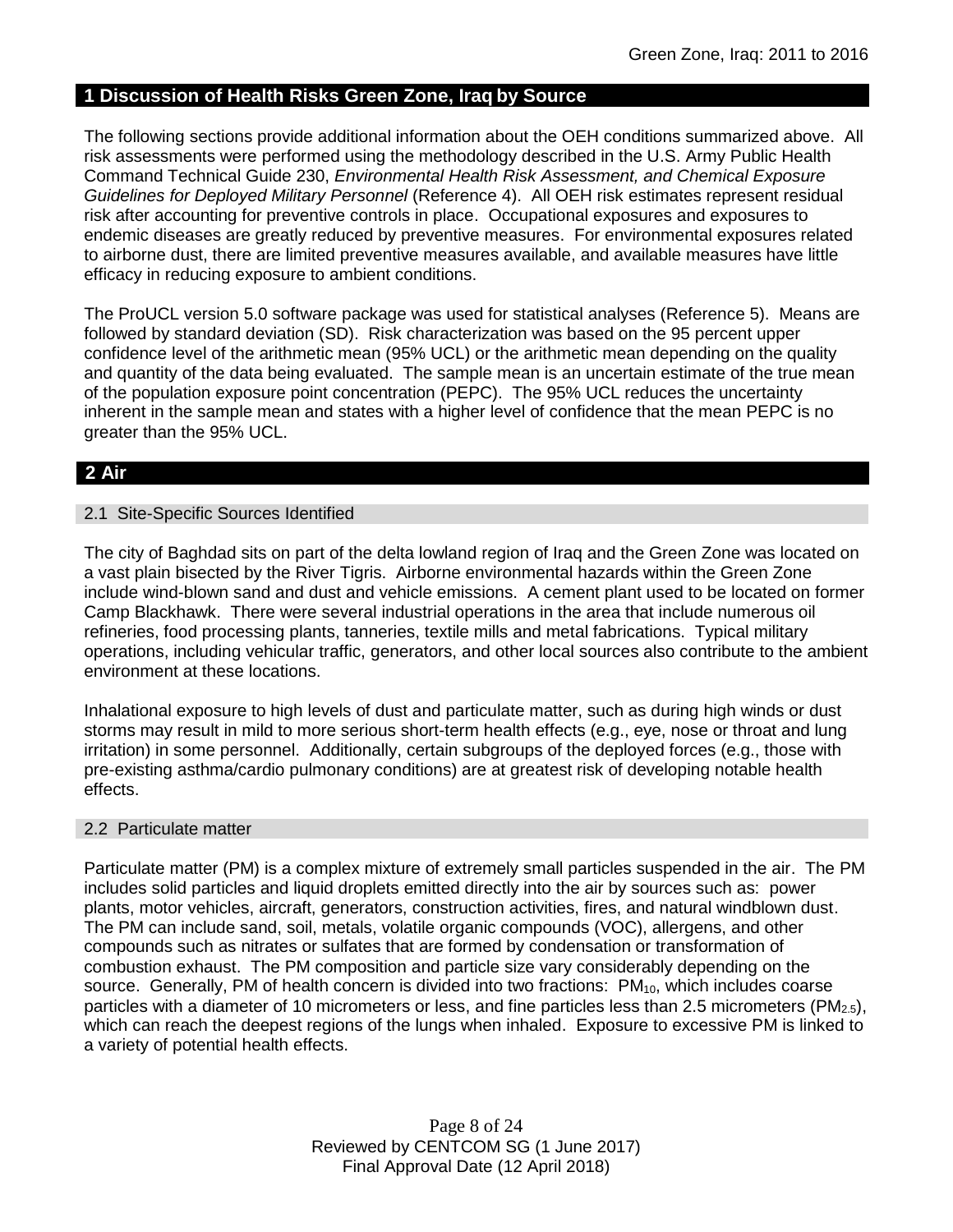## 1 Discussion of Health Risks Green Zone, Iraq by Source

The following sections provide additional information about the OEH conditions summarized above. All risk assessments were performed using the methodology described in the U.S. Army Public Health Command Technical Guide 230, *Environmental Health Risk Assessment, and Chemical Exposure Guidelines for Deployed Military Personnel* (Reference 4). All OEH risk estimates represent residual risk after accounting for preventive controls in place. Occupational exposures and exposures to endemic diseases are greatly reduced by preventive measures. For environmental exposures related to airborne dust, there are limited preventive measures available, and available measures have little efficacy in reducing exposure to ambient conditions.

The ProUCL version 5.0 software package was used for statistical analyses (Reference 5). Means are followed by standard deviation (SD). Risk characterization was based on the 95 percent upper confidence level of the arithmetic mean (95% UCL) or the arithmetic mean depending on the quality and quantity of the data being evaluated. The sample mean is an uncertain estimate of the true mean of the population exposure point concentration (PEPC). The 95% UCL reduces the uncertainty inherent in the sample mean and states with a higher level of confidence that the mean PEPC is no greater than the 95% UCL.

## 2 Air

### 2.1 Site-Specific Sources Identified

The city of Baghdad sits on part of the delta lowland region of Iraq and the Green Zone was located on a vast plain bisected by the River Tigris. Airborne environmental hazards within the Green Zone include wind-blown sand and dust and vehicle emissions. A cement plant used to be located on former Camp Blackhawk. There were several industrial operations in the area that include numerous oil refineries, food processing plants, tanneries, textile mills and metal fabrications. Typical military operations, including vehicular traffic, generators, and other local sources also contribute to the ambient environment at these locations.

Inhalational exposure to high levels of dust and particulate matter, such as during high winds or dust storms may result in mild to more serious short-term health effects (e.g., eye, nose or throat and lung irritation) in some personnel. Additionally, certain subgroups of the deployed forces (e.g., those with pre-existing asthma/cardio pulmonary conditions) are at greatest risk of developing notable health effects.

### 2.2 Particulate matter

Particulate matter (PM) is a complex mixture of extremely small particles suspended in the air. The PM includes solid particles and liquid droplets emitted directly into the air by sources such as: power plants, motor vehicles, aircraft, generators, construction activities, fires, and natural windblown dust. The PM can include sand, soil, metals, volatile organic compounds (VOC), allergens, and other compounds such as nitrates or sulfates that are formed by condensation or transformation of combustion exhaust. The PM composition and particle size vary considerably depending on the source. Generally, PM of health concern is divided into two fractions: $PM_{10}$, which includes coarse particles with a diameter of 10 micrometers or less, and fine particles less than 2.5 micrometers ($PM_{2.5}$), which can reach the deepest regions of the lungs when inhaled. Exposure to excessive PM is linked to a variety of potential health effects.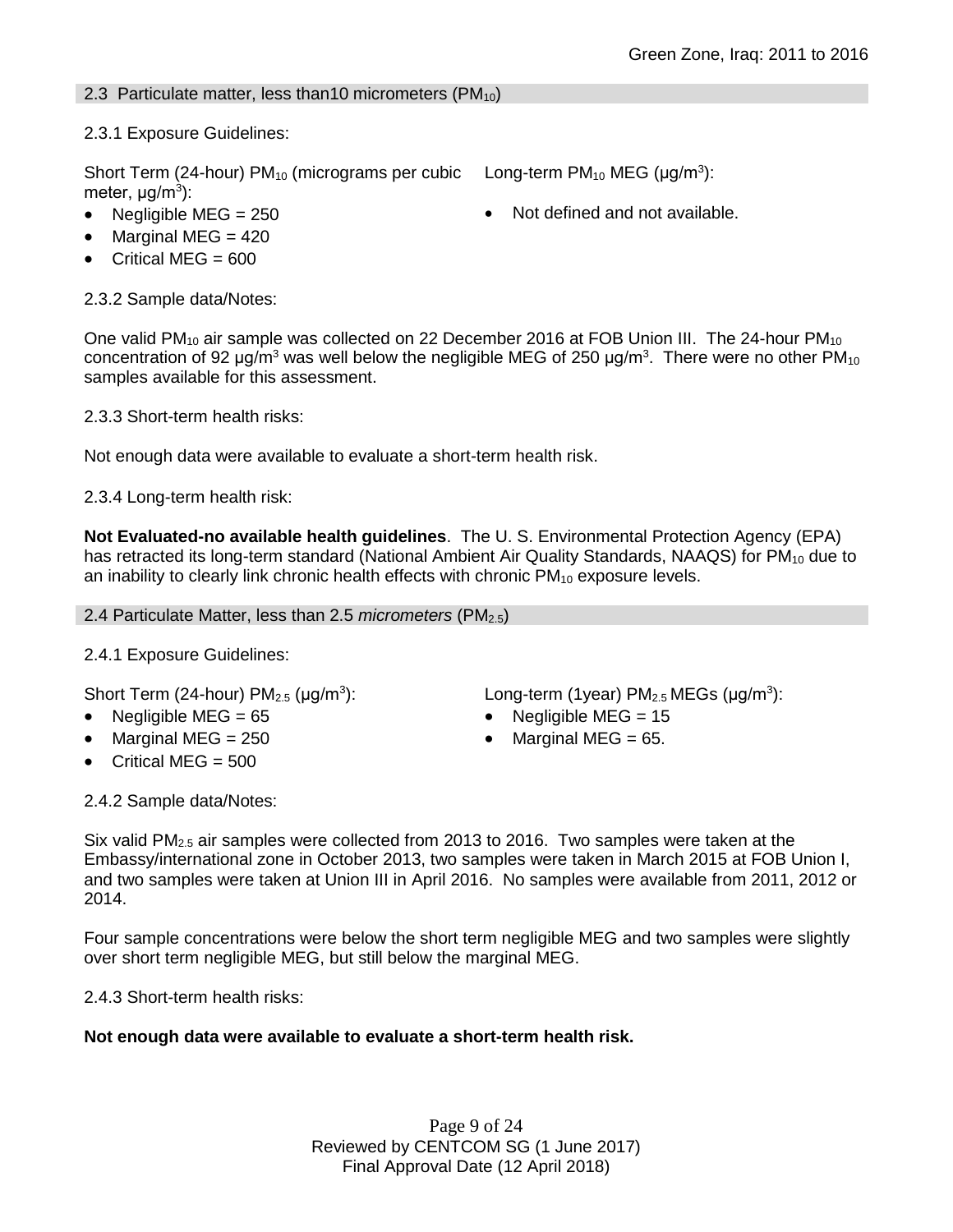## 2.3 Particulate matter, less than10 micrometers ($PM_{10}$)

2.3.1 Exposure Guidelines:

Short Term (24-hour) $PM_{10}$ (micrograms per cubic meter, $\mu g/m^3$):

- Negligible MEG = 250
- Marginal MEG = 420
- Critical MEG = 600

Long-term $PM_{10}$ MEG ($\mu g/m^3$):

- Not defined and not available.

2.3.2 Sample data/Notes:

One valid $PM_{10}$ air sample was collected on 22 December 2016 at FOB Union III. The 24-hour $PM_{10}$ concentration of 92 $\mu g/m^3$ was well below the negligible MEG of 250 $\mu g/m^3$. There were no other $PM_{10}$ samples available for this assessment.

2.3.3 Short-term health risks:

Not enough data were available to evaluate a short-term health risk.

2.3.4 Long-term health risk:

**Not Evaluated-no available health guidelines**. The U. S. Environmental Protection Agency (EPA) has retracted its long-term standard (National Ambient Air Quality Standards, NAAQS) for $PM_{10}$ due to an inability to clearly link chronic health effects with chronic $PM_{10}$ exposure levels.

## 2.4 Particulate Matter, less than 2.5 *micrometers* ($PM_{2.5}$)

2.4.1 Exposure Guidelines:

Short Term (24-hour) $PM_{2.5}$ ($\mu g/m^3$):

- Negligible MEG = 65
- Marginal MEG = 250
- Critical MEG = 500

Long-term (1year) $PM_{2.5}$ MEGs ($\mu g/m^3$):

- Negligible MEG = 15
- Marginal MEG = 65.

2.4.2 Sample data/Notes:

Six valid $PM_{2.5}$ air samples were collected from 2013 to 2016. Two samples were taken at the Embassy/international zone in October 2013, two samples were taken in March 2015 at FOB Union I, and two samples were taken at Union III in April 2016. No samples were available from 2011, 2012 or 2014.

Four sample concentrations were below the short term negligible MEG and two samples were slightly over short term negligible MEG, but still below the marginal MEG.

2.4.3 Short-term health risks:

**Not enough data were available to evaluate a short-term health risk.**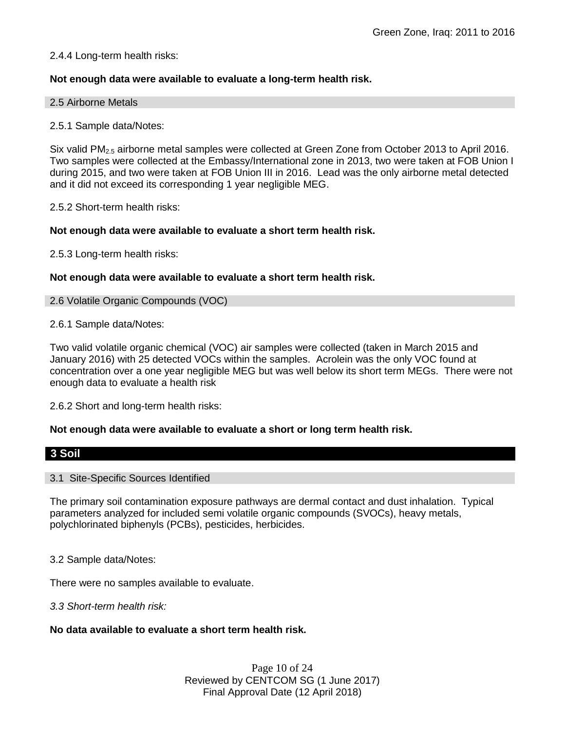2.4.4 Long-term health risks:

**Not enough data were available to evaluate a long-term health risk.**

## 2.5 Airborne Metals

2.5.1 Sample data/Notes:

Six valid $PM_{2.5}$ airborne metal samples were collected at Green Zone from October 2013 to April 2016. Two samples were collected at the Embassy/International zone in 2013, two were taken at FOB Union I during 2015, and two were taken at FOB Union III in 2016. Lead was the only airborne metal detected and it did not exceed its corresponding 1 year negligible MEG.

2.5.2 Short-term health risks:

**Not enough data were available to evaluate a short term health risk.**

2.5.3 Long-term health risks:

**Not enough data were available to evaluate a short term health risk.**

## 2.6 Volatile Organic Compounds (VOC)

2.6.1 Sample data/Notes:

Two valid volatile organic chemical (VOC) air samples were collected (taken in March 2015 and January 2016) with 25 detected VOCs within the samples. Acrolein was the only VOC found at concentration over a one year negligible MEG but was well below its short term MEGs. There were not enough data to evaluate a health risk

2.6.2 Short and long-term health risks:

**Not enough data were available to evaluate a short or long term health risk.**

# 3 Soil

## 3.1 Site-Specific Sources Identified

The primary soil contamination exposure pathways are dermal contact and dust inhalation. Typical parameters analyzed for included semi volatile organic compounds (SVOCs), heavy metals, polychlorinated biphenyls (PCBs), pesticides, herbicides.

3.2 Sample data/Notes:

There were no samples available to evaluate.

*3.3 Short-term health risk:*

**No data available to evaluate a short term health risk.**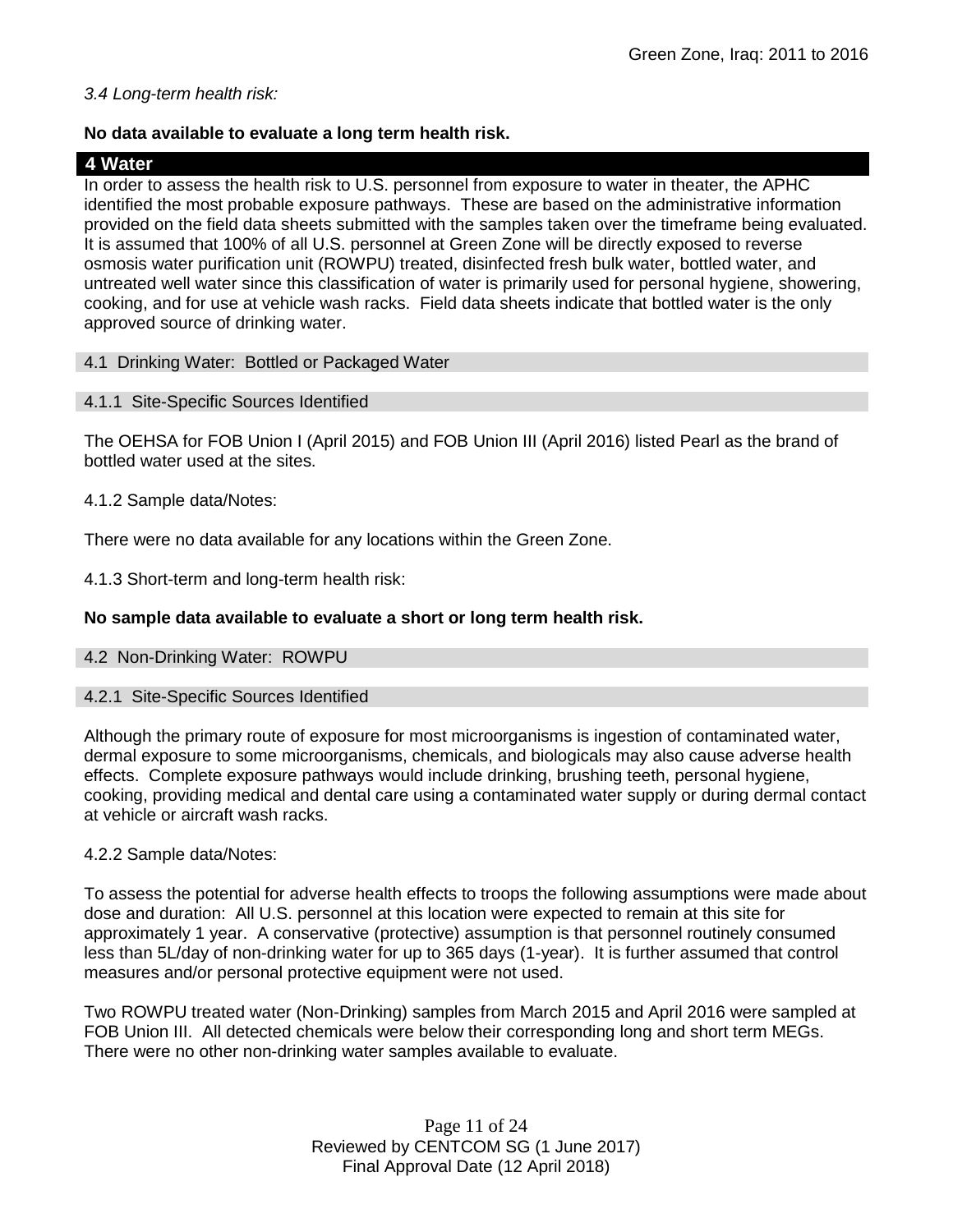*3.4 Long-term health risk:*

**No data available to evaluate a long term health risk.**

## 4 Water

In order to assess the health risk to U.S. personnel from exposure to water in theater, the APHC identified the most probable exposure pathways. These are based on the administrative information provided on the field data sheets submitted with the samples taken over the timeframe being evaluated. It is assumed that 100% of all U.S. personnel at Green Zone will be directly exposed to reverse osmosis water purification unit (ROWPU) treated, disinfected fresh bulk water, bottled water, and untreated well water since this classification of water is primarily used for personal hygiene, showering, cooking, and for use at vehicle wash racks. Field data sheets indicate that bottled water is the only approved source of drinking water.

### 4.1 Drinking Water: Bottled or Packaged Water

#### 4.1.1 Site-Specific Sources Identified

The OEHSA for FOB Union I (April 2015) and FOB Union III (April 2016) listed Pearl as the brand of bottled water used at the sites.

4.1.2 Sample data/Notes:

There were no data available for any locations within the Green Zone.

4.1.3 Short-term and long-term health risk:

**No sample data available to evaluate a short or long term health risk.**

### 4.2 Non-Drinking Water: ROWPU

#### 4.2.1 Site-Specific Sources Identified

Although the primary route of exposure for most microorganisms is ingestion of contaminated water, dermal exposure to some microorganisms, chemicals, and biologicals may also cause adverse health effects. Complete exposure pathways would include drinking, brushing teeth, personal hygiene, cooking, providing medical and dental care using a contaminated water supply or during dermal contact at vehicle or aircraft wash racks.

4.2.2 Sample data/Notes:

To assess the potential for adverse health effects to troops the following assumptions were made about dose and duration: All U.S. personnel at this location were expected to remain at this site for approximately 1 year. A conservative (protective) assumption is that personnel routinely consumed less than 5L/day of non-drinking water for up to 365 days (1-year). It is further assumed that control measures and/or personal protective equipment were not used.

Two ROWPU treated water (Non-Drinking) samples from March 2015 and April 2016 were sampled at FOB Union III. All detected chemicals were below their corresponding long and short term MEGs. There were no other non-drinking water samples available to evaluate.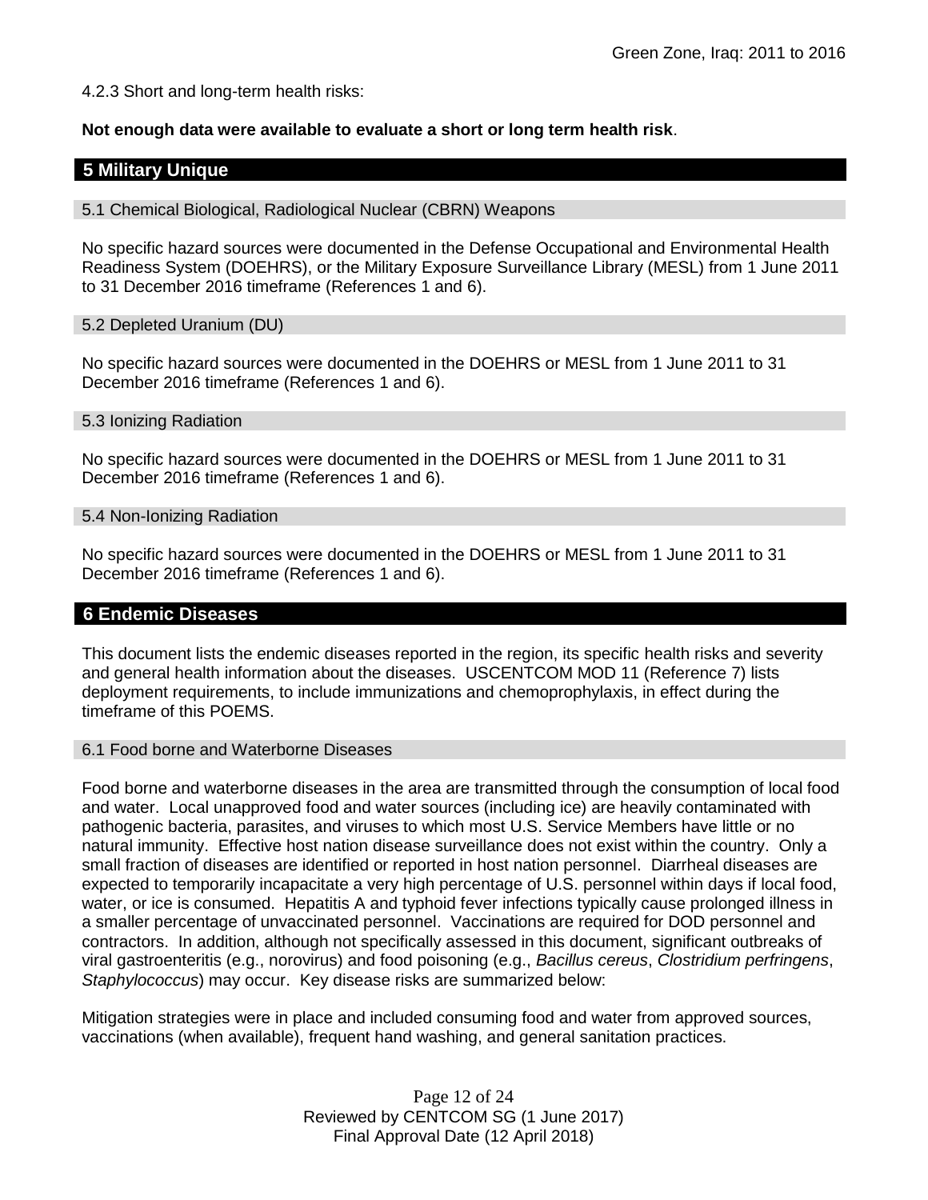4.2.3 Short and long-term health risks:

**Not enough data were available to evaluate a short or long term health risk**.

## 5 Military Unique

### 5.1 Chemical Biological, Radiological Nuclear (CBRN) Weapons

No specific hazard sources were documented in the Defense Occupational and Environmental Health Readiness System (DOEHRS), or the Military Exposure Surveillance Library (MESL) from 1 June 2011 to 31 December 2016 timeframe (References 1 and 6).

### 5.2 Depleted Uranium (DU)

No specific hazard sources were documented in the DOEHRS or MESL from 1 June 2011 to 31 December 2016 timeframe (References 1 and 6).

### 5.3 Ionizing Radiation

No specific hazard sources were documented in the DOEHRS or MESL from 1 June 2011 to 31 December 2016 timeframe (References 1 and 6).

### 5.4 Non-Ionizing Radiation

No specific hazard sources were documented in the DOEHRS or MESL from 1 June 2011 to 31 December 2016 timeframe (References 1 and 6).

## 6 Endemic Diseases

This document lists the endemic diseases reported in the region, its specific health risks and severity and general health information about the diseases. USCENTCOM MOD 11 (Reference 7) lists deployment requirements, to include immunizations and chemoprophylaxis, in effect during the timeframe of this POEMS.

### 6.1 Food borne and Waterborne Diseases

Food borne and waterborne diseases in the area are transmitted through the consumption of local food and water. Local unapproved food and water sources (including ice) are heavily contaminated with pathogenic bacteria, parasites, and viruses to which most U.S. Service Members have little or no natural immunity. Effective host nation disease surveillance does not exist within the country. Only a small fraction of diseases are identified or reported in host nation personnel. Diarrheal diseases are expected to temporarily incapacitate a very high percentage of U.S. personnel within days if local food, water, or ice is consumed. Hepatitis A and typhoid fever infections typically cause prolonged illness in a smaller percentage of unvaccinated personnel. Vaccinations are required for DOD personnel and contractors. In addition, although not specifically assessed in this document, significant outbreaks of viral gastroenteritis (e.g., norovirus) and food poisoning (e.g., *Bacillus cereus*, *Clostridium perfringens*, *Staphylococcus*) may occur. Key disease risks are summarized below:

Mitigation strategies were in place and included consuming food and water from approved sources, vaccinations (when available), frequent hand washing, and general sanitation practices.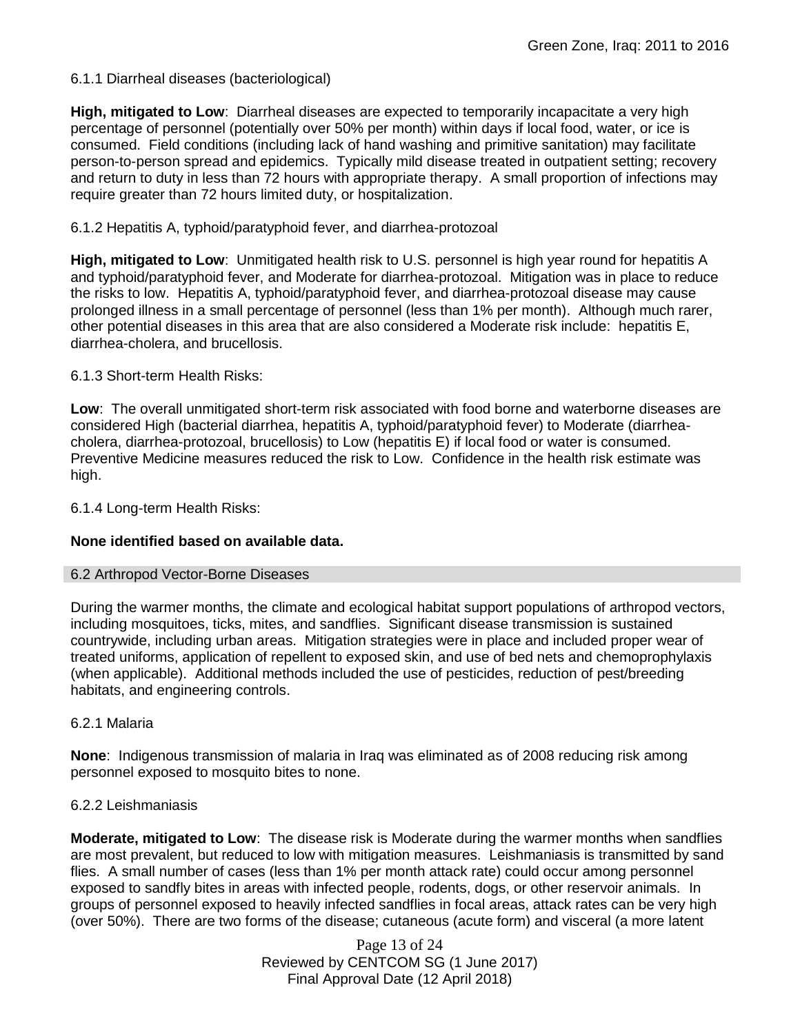6.1.1 Diarrheal diseases (bacteriological)

**High, mitigated to Low**: Diarrheal diseases are expected to temporarily incapacitate a very high percentage of personnel (potentially over 50% per month) within days if local food, water, or ice is consumed. Field conditions (including lack of hand washing and primitive sanitation) may facilitate person-to-person spread and epidemics. Typically mild disease treated in outpatient setting; recovery and return to duty in less than 72 hours with appropriate therapy. A small proportion of infections may require greater than 72 hours limited duty, or hospitalization.

6.1.2 Hepatitis A, typhoid/paratyphoid fever, and diarrhea-protozoal

**High, mitigated to Low**: Unmitigated health risk to U.S. personnel is high year round for hepatitis A and typhoid/paratyphoid fever, and Moderate for diarrhea-protozoal. Mitigation was in place to reduce the risks to low. Hepatitis A, typhoid/paratyphoid fever, and diarrhea-protozoal disease may cause prolonged illness in a small percentage of personnel (less than 1% per month). Although much rarer, other potential diseases in this area that are also considered a Moderate risk include: hepatitis E, diarrhea-cholera, and brucellosis.

6.1.3 Short-term Health Risks:

**Low**: The overall unmitigated short-term risk associated with food borne and waterborne diseases are considered High (bacterial diarrhea, hepatitis A, typhoid/paratyphoid fever) to Moderate (diarrhea-cholera, diarrhea-protozoal, brucellosis) to Low (hepatitis E) if local food or water is consumed. Preventive Medicine measures reduced the risk to Low. Confidence in the health risk estimate was high.

6.1.4 Long-term Health Risks:

**None identified based on available data.**

## 6.2 Arthropod Vector-Borne Diseases

During the warmer months, the climate and ecological habitat support populations of arthropod vectors, including mosquitoes, ticks, mites, and sandflies. Significant disease transmission is sustained countrywide, including urban areas. Mitigation strategies were in place and included proper wear of treated uniforms, application of repellent to exposed skin, and use of bed nets and chemoprophylaxis (when applicable). Additional methods included the use of pesticides, reduction of pest/breeding habitats, and engineering controls.

6.2.1 Malaria

**None**: Indigenous transmission of malaria in Iraq was eliminated as of 2008 reducing risk among personnel exposed to mosquito bites to none.

6.2.2 Leishmaniasis

**Moderate, mitigated to Low**: The disease risk is Moderate during the warmer months when sandflies are most prevalent, but reduced to low with mitigation measures. Leishmaniasis is transmitted by sand flies. A small number of cases (less than 1% per month attack rate) could occur among personnel exposed to sandfly bites in areas with infected people, rodents, dogs, or other reservoir animals. In groups of personnel exposed to heavily infected sandflies in focal areas, attack rates can be very high (over 50%). There are two forms of the disease; cutaneous (acute form) and visceral (a more latent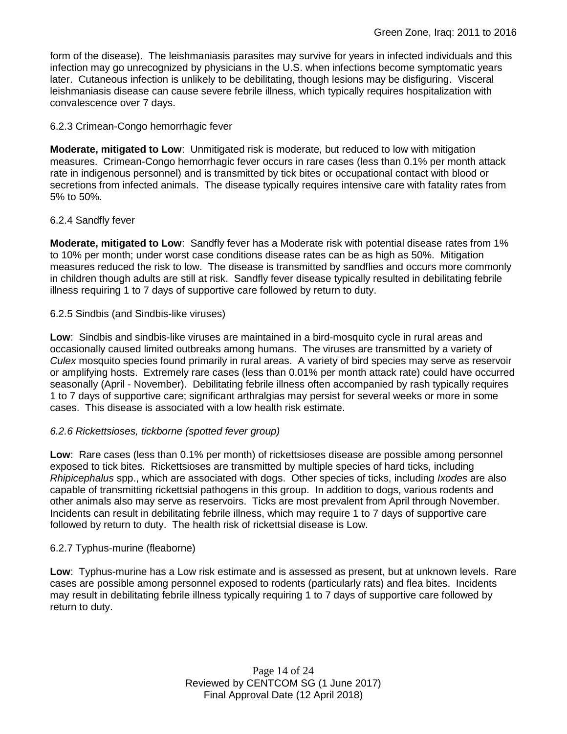form of the disease). The leishmaniasis parasites may survive for years in infected individuals and this infection may go unrecognized by physicians in the U.S. when infections become symptomatic years later. Cutaneous infection is unlikely to be debilitating, though lesions may be disfiguring. Visceral leishmaniasis disease can cause severe febrile illness, which typically requires hospitalization with convalescence over 7 days.

6.2.3 Crimean-Congo hemorrhagic fever

**Moderate, mitigated to Low**: Unmitigated risk is moderate, but reduced to low with mitigation measures. Crimean-Congo hemorrhagic fever occurs in rare cases (less than 0.1% per month attack rate in indigenous personnel) and is transmitted by tick bites or occupational contact with blood or secretions from infected animals. The disease typically requires intensive care with fatality rates from 5% to 50%.

6.2.4 Sandfly fever

**Moderate, mitigated to Low**: Sandfly fever has a Moderate risk with potential disease rates from 1% to 10% per month; under worst case conditions disease rates can be as high as 50%. Mitigation measures reduced the risk to low. The disease is transmitted by sandflies and occurs more commonly in children though adults are still at risk. Sandfly fever disease typically resulted in debilitating febrile illness requiring 1 to 7 days of supportive care followed by return to duty.

6.2.5 Sindbis (and Sindbis-like viruses)

**Low**: Sindbis and sindbis-like viruses are maintained in a bird-mosquito cycle in rural areas and occasionally caused limited outbreaks among humans. The viruses are transmitted by a variety of *Culex* mosquito species found primarily in rural areas. A variety of bird species may serve as reservoir or amplifying hosts. Extremely rare cases (less than 0.01% per month attack rate) could have occurred seasonally (April - November). Debilitating febrile illness often accompanied by rash typically requires 1 to 7 days of supportive care; significant arthralgias may persist for several weeks or more in some cases. This disease is associated with a low health risk estimate.

*6.2.6 Rickettsioses, tickborne (spotted fever group)*

**Low**: Rare cases (less than 0.1% per month) of rickettsioses disease are possible among personnel exposed to tick bites. Rickettsioses are transmitted by multiple species of hard ticks, including *Rhipicephalus* spp., which are associated with dogs. Other species of ticks, including *Ixodes* are also capable of transmitting rickettsial pathogens in this group. In addition to dogs, various rodents and other animals also may serve as reservoirs. Ticks are most prevalent from April through November. Incidents can result in debilitating febrile illness, which may require 1 to 7 days of supportive care followed by return to duty. The health risk of rickettsial disease is Low.

6.2.7 Typhus-murine (fleaborne)

**Low**: Typhus-murine has a Low risk estimate and is assessed as present, but at unknown levels. Rare cases are possible among personnel exposed to rodents (particularly rats) and flea bites. Incidents may result in debilitating febrile illness typically requiring 1 to 7 days of supportive care followed by return to duty.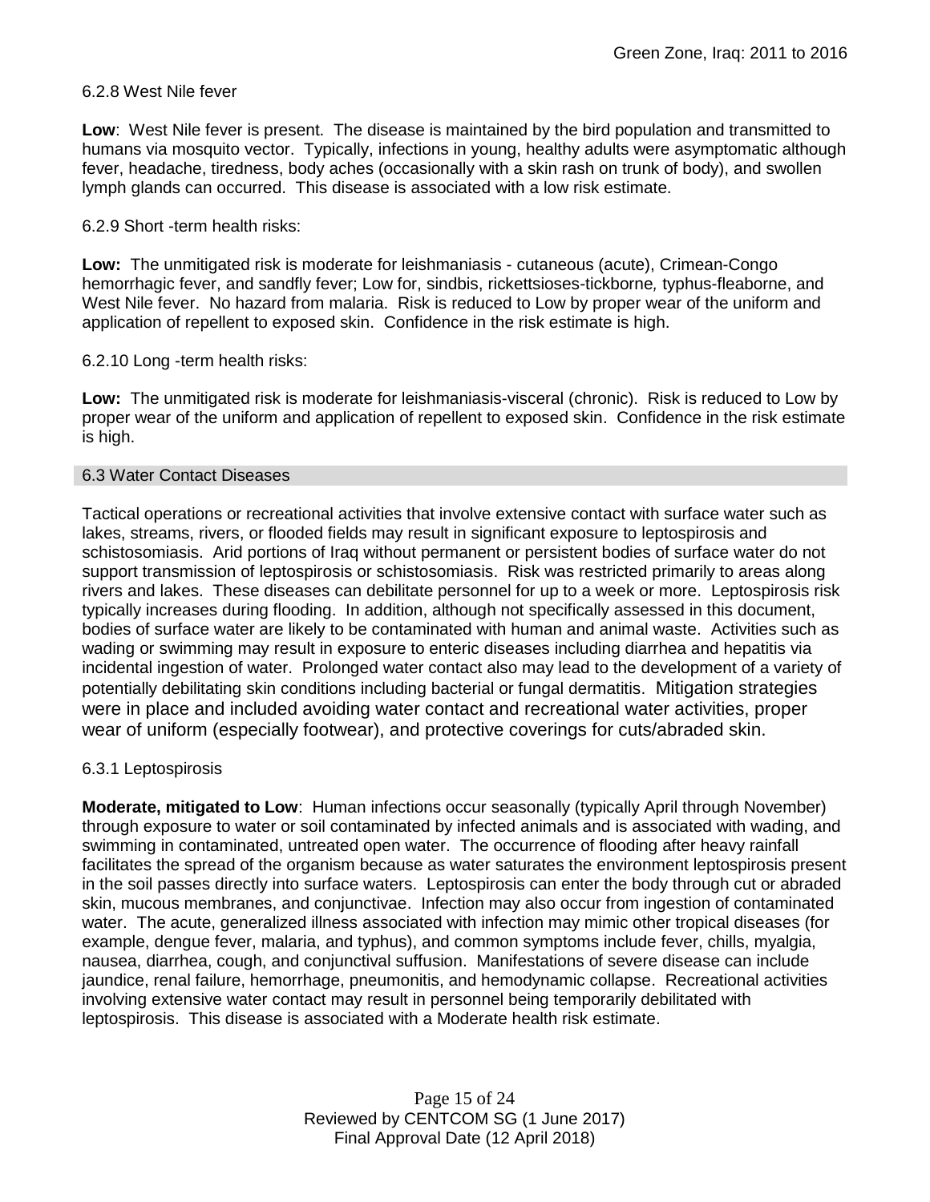6.2.8 West Nile fever

**Low**: West Nile fever is present. The disease is maintained by the bird population and transmitted to humans via mosquito vector. Typically, infections in young, healthy adults were asymptomatic although fever, headache, tiredness, body aches (occasionally with a skin rash on trunk of body), and swollen lymph glands can occurred. This disease is associated with a low risk estimate.

6.2.9 Short -term health risks:

**Low:** The unmitigated risk is moderate for leishmaniasis - cutaneous (acute), Crimean-Congo hemorrhagic fever, and sandfly fever; Low for, sindbis, rickettsioses-tickborne*,* typhus-fleaborne, and West Nile fever. No hazard from malaria. Risk is reduced to Low by proper wear of the uniform and application of repellent to exposed skin. Confidence in the risk estimate is high.

6.2.10 Long -term health risks:

**Low:** The unmitigated risk is moderate for leishmaniasis-visceral (chronic). Risk is reduced to Low by proper wear of the uniform and application of repellent to exposed skin. Confidence in the risk estimate is high.

## 6.3 Water Contact Diseases

Tactical operations or recreational activities that involve extensive contact with surface water such as lakes, streams, rivers, or flooded fields may result in significant exposure to leptospirosis and schistosomiasis. Arid portions of Iraq without permanent or persistent bodies of surface water do not support transmission of leptospirosis or schistosomiasis. Risk was restricted primarily to areas along rivers and lakes. These diseases can debilitate personnel for up to a week or more. Leptospirosis risk typically increases during flooding. In addition, although not specifically assessed in this document, bodies of surface water are likely to be contaminated with human and animal waste. Activities such as wading or swimming may result in exposure to enteric diseases including diarrhea and hepatitis via incidental ingestion of water. Prolonged water contact also may lead to the development of a variety of potentially debilitating skin conditions including bacterial or fungal dermatitis. Mitigation strategies were in place and included avoiding water contact and recreational water activities, proper wear of uniform (especially footwear), and protective coverings for cuts/abraded skin.

6.3.1 Leptospirosis

**Moderate, mitigated to Low**: Human infections occur seasonally (typically April through November) through exposure to water or soil contaminated by infected animals and is associated with wading, and swimming in contaminated, untreated open water. The occurrence of flooding after heavy rainfall facilitates the spread of the organism because as water saturates the environment leptospirosis present in the soil passes directly into surface waters. Leptospirosis can enter the body through cut or abraded skin, mucous membranes, and conjunctivae. Infection may also occur from ingestion of contaminated water. The acute, generalized illness associated with infection may mimic other tropical diseases (for example, dengue fever, malaria, and typhus), and common symptoms include fever, chills, myalgia, nausea, diarrhea, cough, and conjunctival suffusion. Manifestations of severe disease can include jaundice, renal failure, hemorrhage, pneumonitis, and hemodynamic collapse. Recreational activities involving extensive water contact may result in personnel being temporarily debilitated with leptospirosis. This disease is associated with a Moderate health risk estimate.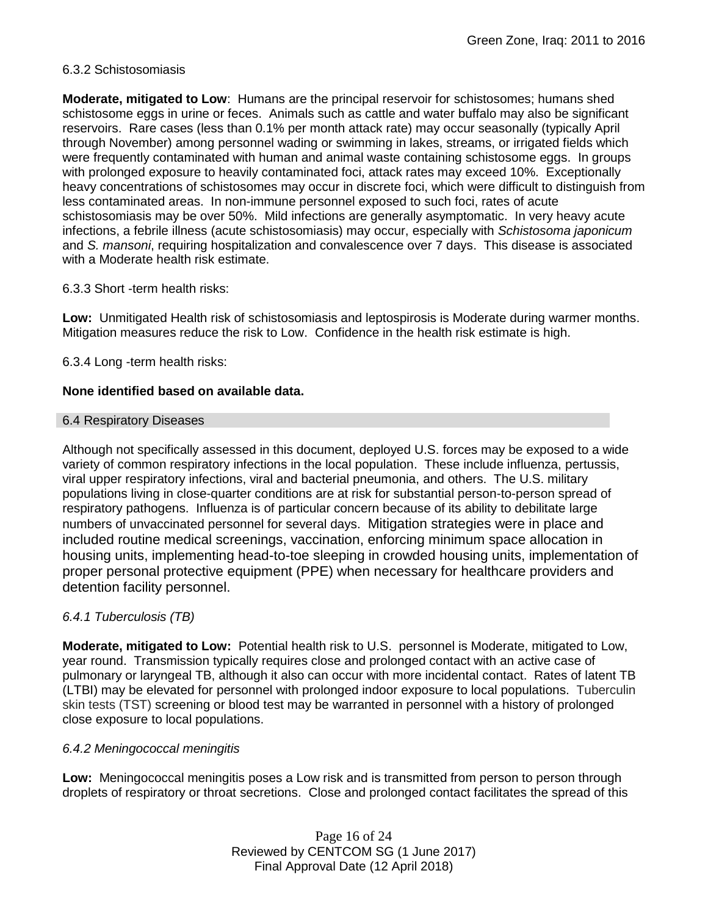6.3.2 Schistosomiasis

**Moderate, mitigated to Low**: Humans are the principal reservoir for schistosomes; humans shed schistosome eggs in urine or feces. Animals such as cattle and water buffalo may also be significant reservoirs. Rare cases (less than 0.1% per month attack rate) may occur seasonally (typically April through November) among personnel wading or swimming in lakes, streams, or irrigated fields which were frequently contaminated with human and animal waste containing schistosome eggs. In groups with prolonged exposure to heavily contaminated foci, attack rates may exceed 10%. Exceptionally heavy concentrations of schistosomes may occur in discrete foci, which were difficult to distinguish from less contaminated areas. In non-immune personnel exposed to such foci, rates of acute schistosomiasis may be over 50%. Mild infections are generally asymptomatic. In very heavy acute infections, a febrile illness (acute schistosomiasis) may occur, especially with *Schistosoma japonicum* and *S. mansoni*, requiring hospitalization and convalescence over 7 days. This disease is associated with a Moderate health risk estimate.

6.3.3 Short -term health risks:

**Low:** Unmitigated Health risk of schistosomiasis and leptospirosis is Moderate during warmer months. Mitigation measures reduce the risk to Low. Confidence in the health risk estimate is high.

6.3.4 Long -term health risks:

**None identified based on available data.**

## 6.4 Respiratory Diseases

Although not specifically assessed in this document, deployed U.S. forces may be exposed to a wide variety of common respiratory infections in the local population. These include influenza, pertussis, viral upper respiratory infections, viral and bacterial pneumonia, and others. The U.S. military populations living in close-quarter conditions are at risk for substantial person-to-person spread of respiratory pathogens. Influenza is of particular concern because of its ability to debilitate large numbers of unvaccinated personnel for several days. Mitigation strategies were in place and included routine medical screenings, vaccination, enforcing minimum space allocation in housing units, implementing head-to-toe sleeping in crowded housing units, implementation of proper personal protective equipment (PPE) when necessary for healthcare providers and detention facility personnel.

*6.4.1 Tuberculosis (TB)*

**Moderate, mitigated to Low:** Potential health risk to U.S. personnel is Moderate, mitigated to Low, year round. Transmission typically requires close and prolonged contact with an active case of pulmonary or laryngeal TB, although it also can occur with more incidental contact. Rates of latent TB (LTBI) may be elevated for personnel with prolonged indoor exposure to local populations. Tuberculin skin tests (TST) screening or blood test may be warranted in personnel with a history of prolonged close exposure to local populations.

*6.4.2 Meningococcal meningitis*

**Low:** Meningococcal meningitis poses a Low risk and is transmitted from person to person through droplets of respiratory or throat secretions. Close and prolonged contact facilitates the spread of this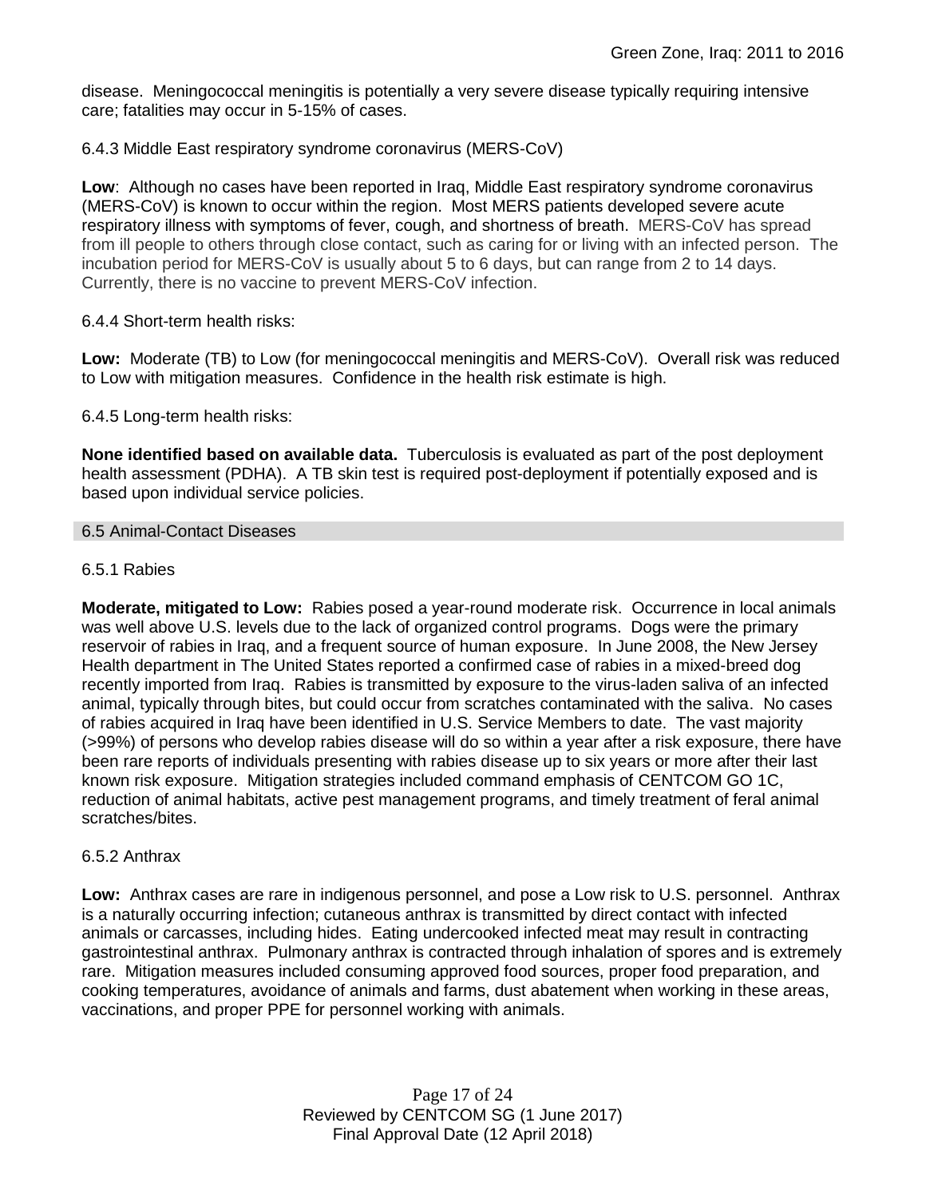disease. Meningococcal meningitis is potentially a very severe disease typically requiring intensive care; fatalities may occur in 5-15% of cases.

6.4.3 Middle East respiratory syndrome coronavirus (MERS-CoV)

**Low**: Although no cases have been reported in Iraq, Middle East respiratory syndrome coronavirus (MERS-CoV) is known to occur within the region. Most MERS patients developed severe acute respiratory illness with symptoms of fever, cough, and shortness of breath. MERS-CoV has spread from ill people to others through close contact, such as caring for or living with an infected person. The incubation period for MERS-CoV is usually about 5 to 6 days, but can range from 2 to 14 days. Currently, there is no vaccine to prevent MERS-CoV infection.

6.4.4 Short-term health risks:

**Low:** Moderate (TB) to Low (for meningococcal meningitis and MERS-CoV). Overall risk was reduced to Low with mitigation measures. Confidence in the health risk estimate is high.

6.4.5 Long-term health risks:

**None identified based on available data.** Tuberculosis is evaluated as part of the post deployment health assessment (PDHA). A TB skin test is required post-deployment if potentially exposed and is based upon individual service policies.

## 6.5 Animal-Contact Diseases

6.5.1 Rabies

**Moderate, mitigated to Low:** Rabies posed a year-round moderate risk. Occurrence in local animals was well above U.S. levels due to the lack of organized control programs. Dogs were the primary reservoir of rabies in Iraq, and a frequent source of human exposure. In June 2008, the New Jersey Health department in The United States reported a confirmed case of rabies in a mixed-breed dog recently imported from Iraq. Rabies is transmitted by exposure to the virus-laden saliva of an infected animal, typically through bites, but could occur from scratches contaminated with the saliva. No cases of rabies acquired in Iraq have been identified in U.S. Service Members to date. The vast majority (>99%) of persons who develop rabies disease will do so within a year after a risk exposure, there have been rare reports of individuals presenting with rabies disease up to six years or more after their last known risk exposure. Mitigation strategies included command emphasis of CENTCOM GO 1C, reduction of animal habitats, active pest management programs, and timely treatment of feral animal scratches/bites.

6.5.2 Anthrax

**Low:** Anthrax cases are rare in indigenous personnel, and pose a Low risk to U.S. personnel. Anthrax is a naturally occurring infection; cutaneous anthrax is transmitted by direct contact with infected animals or carcasses, including hides. Eating undercooked infected meat may result in contracting gastrointestinal anthrax. Pulmonary anthrax is contracted through inhalation of spores and is extremely rare. Mitigation measures included consuming approved food sources, proper food preparation, and cooking temperatures, avoidance of animals and farms, dust abatement when working in these areas, vaccinations, and proper PPE for personnel working with animals.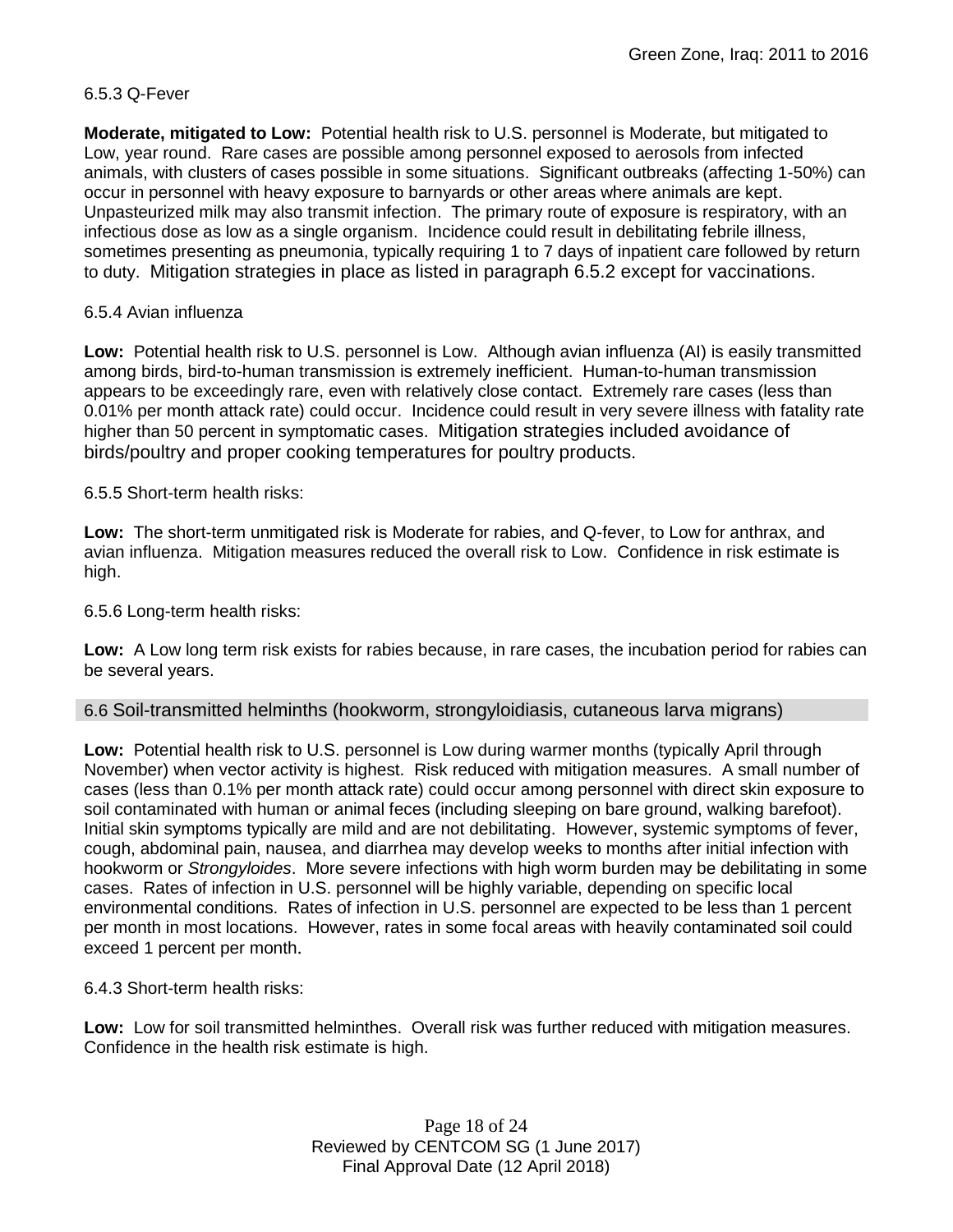6.5.3 Q-Fever

**Moderate, mitigated to Low:** Potential health risk to U.S. personnel is Moderate, but mitigated to Low, year round. Rare cases are possible among personnel exposed to aerosols from infected animals, with clusters of cases possible in some situations. Significant outbreaks (affecting 1-50%) can occur in personnel with heavy exposure to barnyards or other areas where animals are kept. Unpasteurized milk may also transmit infection. The primary route of exposure is respiratory, with an infectious dose as low as a single organism. Incidence could result in debilitating febrile illness, sometimes presenting as pneumonia, typically requiring 1 to 7 days of inpatient care followed by return to duty. Mitigation strategies in place as listed in paragraph 6.5.2 except for vaccinations.

6.5.4 Avian influenza

**Low:** Potential health risk to U.S. personnel is Low. Although avian influenza (AI) is easily transmitted among birds, bird-to-human transmission is extremely inefficient. Human-to-human transmission appears to be exceedingly rare, even with relatively close contact. Extremely rare cases (less than 0.01% per month attack rate) could occur. Incidence could result in very severe illness with fatality rate higher than 50 percent in symptomatic cases. Mitigation strategies included avoidance of birds/poultry and proper cooking temperatures for poultry products.

6.5.5 Short-term health risks:

**Low:** The short-term unmitigated risk is Moderate for rabies, and Q-fever, to Low for anthrax, and avian influenza. Mitigation measures reduced the overall risk to Low. Confidence in risk estimate is high.

6.5.6 Long-term health risks:

**Low:** A Low long term risk exists for rabies because, in rare cases, the incubation period for rabies can be several years.

## 6.6 Soil-transmitted helminths (hookworm, strongyloidiasis, cutaneous larva migrans)

**Low:** Potential health risk to U.S. personnel is Low during warmer months (typically April through November) when vector activity is highest. Risk reduced with mitigation measures. A small number of cases (less than 0.1% per month attack rate) could occur among personnel with direct skin exposure to soil contaminated with human or animal feces (including sleeping on bare ground, walking barefoot). Initial skin symptoms typically are mild and are not debilitating. However, systemic symptoms of fever, cough, abdominal pain, nausea, and diarrhea may develop weeks to months after initial infection with hookworm or *Strongyloides*. More severe infections with high worm burden may be debilitating in some cases. Rates of infection in U.S. personnel will be highly variable, depending on specific local environmental conditions. Rates of infection in U.S. personnel are expected to be less than 1 percent per month in most locations. However, rates in some focal areas with heavily contaminated soil could exceed 1 percent per month.

6.4.3 Short-term health risks:

**Low:** Low for soil transmitted helminthes. Overall risk was further reduced with mitigation measures. Confidence in the health risk estimate is high.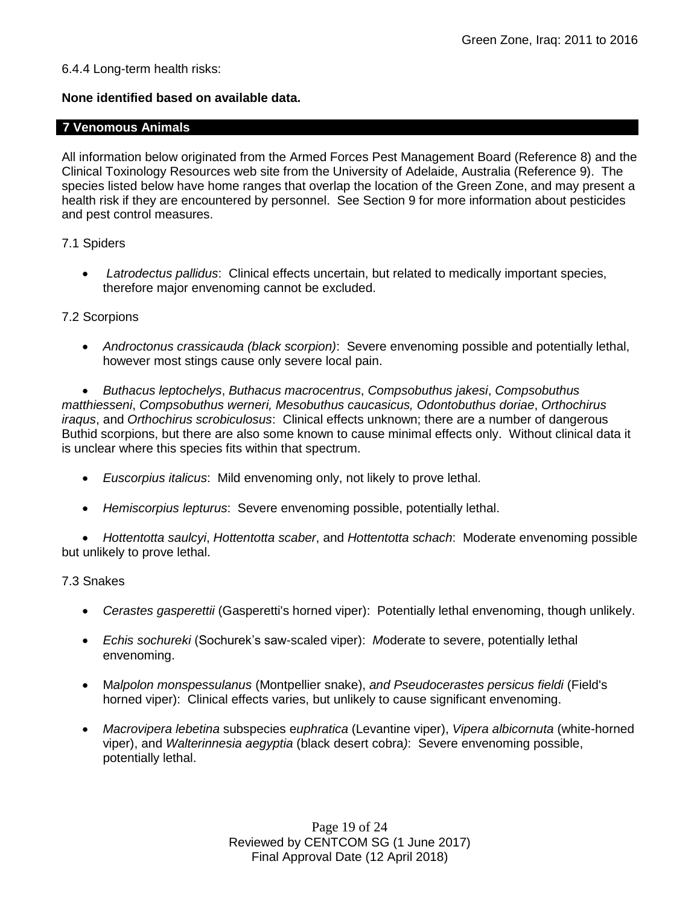6.4.4 Long-term health risks:

**None identified based on available data.**

## 7 Venomous Animals

All information below originated from the Armed Forces Pest Management Board (Reference 8) and the Clinical Toxinology Resources web site from the University of Adelaide, Australia (Reference 9). The species listed below have home ranges that overlap the location of the Green Zone, and may present a health risk if they are encountered by personnel. See Section 9 for more information about pesticides and pest control measures.

7.1 Spiders

- *Latrodectus pallidus*: Clinical effects uncertain, but related to medically important species, therefore major envenoming cannot be excluded.

7.2 Scorpions

- *Androctonus crassicauda (black scorpion)*: Severe envenoming possible and potentially lethal, however most stings cause only severe local pain.
- *Buthacus leptochelys*, *Buthacus macrocentrus*, *Compsobuthus jakesi*, *Compsobuthus matthiesseni*, *Compsobuthus werneri, Mesobuthus caucasicus, Odontobuthus doriae*, *Orthochirus iraqus*, and *Orthochirus scrobiculosus*: Clinical effects unknown; there are a number of dangerous Buthid scorpions, but there are also some known to cause minimal effects only. Without clinical data it is unclear where this species fits within that spectrum.
- *Euscorpius italicus*: Mild envenoming only, not likely to prove lethal.
- *Hemiscorpius lepturus*: Severe envenoming possible, potentially lethal.
- *Hottentotta saulcyi*, *Hottentotta scaber*, and *Hottentotta schach*: Moderate envenoming possible but unlikely to prove lethal.

7.3 Snakes

- *Cerastes gasperettii* (Gasperetti's horned viper): Potentially lethal envenoming, though unlikely.
- *Echis sochureki* (Sochurek's saw-scaled viper): *M*oderate to severe, potentially lethal envenoming.
- M*alpolon monspessulanus* (Montpellier snake), *and Pseudocerastes persicus fieldi* (Field's horned viper): Clinical effects varies, but unlikely to cause significant envenoming.
- *Macrovipera lebetina* subspecies e*uphratica* (Levantine viper), *Vipera albicornuta* (white-horned viper), and *Walterinnesia aegyptia* (black desert cobra*)*: Severe envenoming possible, potentially lethal.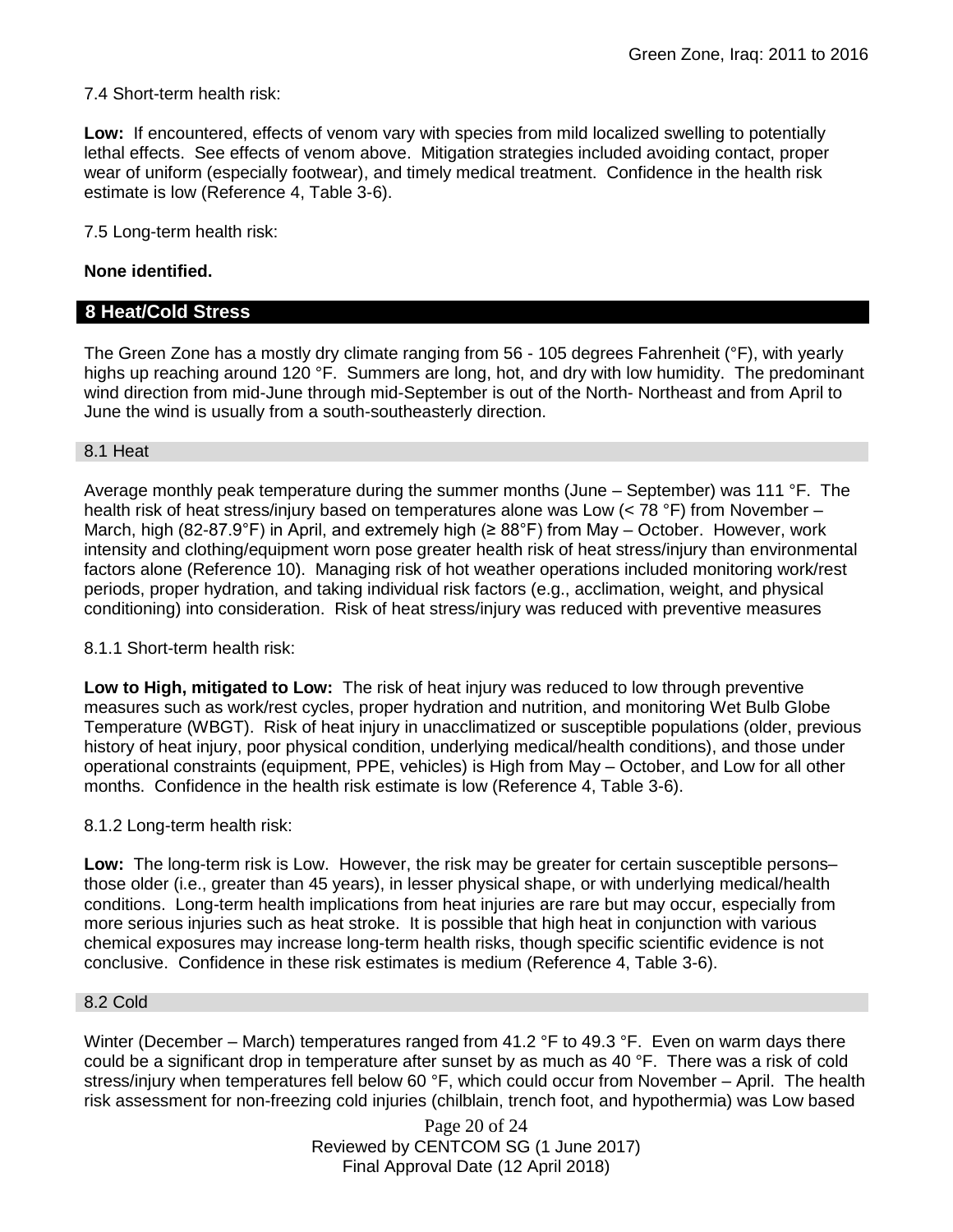7.4 Short-term health risk:

**Low:** If encountered, effects of venom vary with species from mild localized swelling to potentially lethal effects. See effects of venom above. Mitigation strategies included avoiding contact, proper wear of uniform (especially footwear), and timely medical treatment. Confidence in the health risk estimate is low (Reference 4, Table 3-6).

7.5 Long-term health risk:

**None identified.**

## 8 Heat/Cold Stress

The Green Zone has a mostly dry climate ranging from 56 - 105 degrees Fahrenheit (°F), with yearly highs up reaching around 120 °F. Summers are long, hot, and dry with low humidity. The predominant wind direction from mid-June through mid-September is out of the North- Northeast and from April to June the wind is usually from a south-southeasterly direction.

### 8.1 Heat

Average monthly peak temperature during the summer months (June – September) was 111 °F. The health risk of heat stress/injury based on temperatures alone was Low (< 78 °F) from November – March, high (82-87.9°F) in April, and extremely high (≥ 88°F) from May – October. However, work intensity and clothing/equipment worn pose greater health risk of heat stress/injury than environmental factors alone (Reference 10). Managing risk of hot weather operations included monitoring work/rest periods, proper hydration, and taking individual risk factors (e.g., acclimation, weight, and physical conditioning) into consideration. Risk of heat stress/injury was reduced with preventive measures

8.1.1 Short-term health risk:

**Low to High, mitigated to Low:** The risk of heat injury was reduced to low through preventive measures such as work/rest cycles, proper hydration and nutrition, and monitoring Wet Bulb Globe Temperature (WBGT). Risk of heat injury in unacclimatized or susceptible populations (older, previous history of heat injury, poor physical condition, underlying medical/health conditions), and those under operational constraints (equipment, PPE, vehicles) is High from May – October, and Low for all other months. Confidence in the health risk estimate is low (Reference 4, Table 3-6).

8.1.2 Long-term health risk:

**Low:** The long-term risk is Low. However, the risk may be greater for certain susceptible persons– those older (i.e., greater than 45 years), in lesser physical shape, or with underlying medical/health conditions. Long-term health implications from heat injuries are rare but may occur, especially from more serious injuries such as heat stroke. It is possible that high heat in conjunction with various chemical exposures may increase long-term health risks, though specific scientific evidence is not conclusive. Confidence in these risk estimates is medium (Reference 4, Table 3-6).

### 8.2 Cold

Winter (December – March) temperatures ranged from 41.2 °F to 49.3 °F. Even on warm days there could be a significant drop in temperature after sunset by as much as 40 °F. There was a risk of cold stress/injury when temperatures fell below 60 °F, which could occur from November – April. The health risk assessment for non-freezing cold injuries (chilblain, trench foot, and hypothermia) was Low based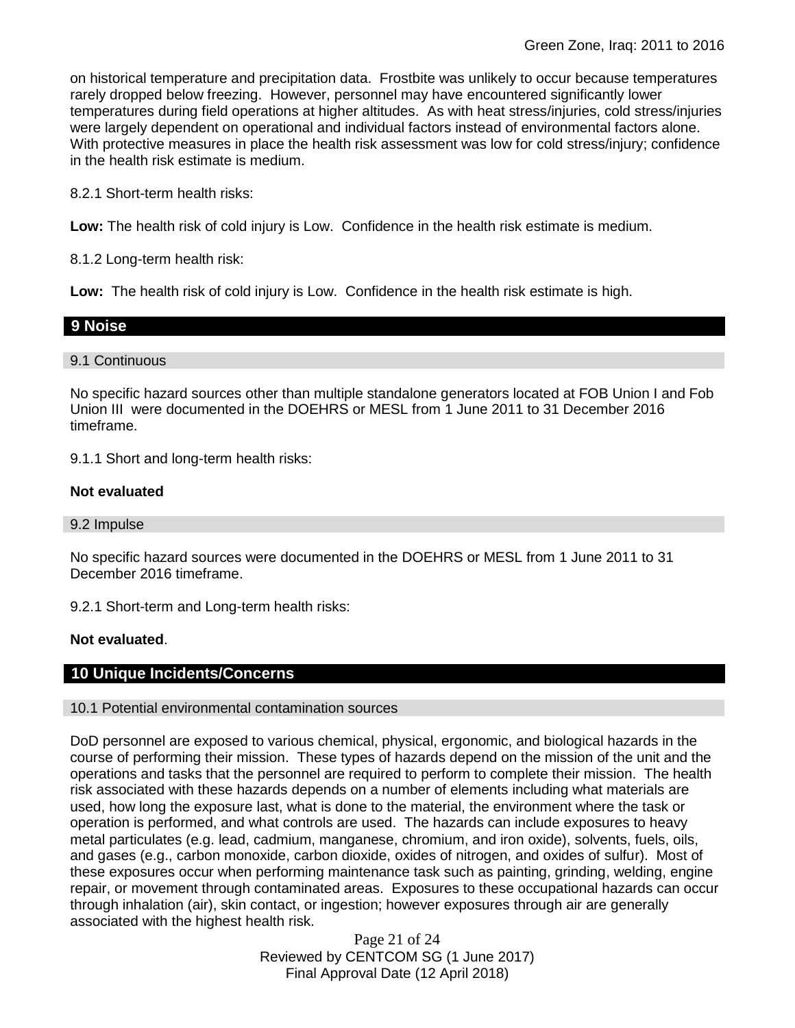on historical temperature and precipitation data. Frostbite was unlikely to occur because temperatures rarely dropped below freezing. However, personnel may have encountered significantly lower temperatures during field operations at higher altitudes. As with heat stress/injuries, cold stress/injuries were largely dependent on operational and individual factors instead of environmental factors alone. With protective measures in place the health risk assessment was low for cold stress/injury; confidence in the health risk estimate is medium.

8.2.1 Short-term health risks:

**Low:** The health risk of cold injury is Low. Confidence in the health risk estimate is medium.

8.1.2 Long-term health risk:

**Low:** The health risk of cold injury is Low. Confidence in the health risk estimate is high.

## 9 Noise

### 9.1 Continuous

No specific hazard sources other than multiple standalone generators located at FOB Union I and Fob Union III were documented in the DOEHRS or MESL from 1 June 2011 to 31 December 2016 timeframe.

9.1.1 Short and long-term health risks:

**Not evaluated**

### 9.2 Impulse

No specific hazard sources were documented in the DOEHRS or MESL from 1 June 2011 to 31 December 2016 timeframe.

9.2.1 Short-term and Long-term health risks:

**Not evaluated**.

## 10 Unique Incidents/Concerns

### 10.1 Potential environmental contamination sources

DoD personnel are exposed to various chemical, physical, ergonomic, and biological hazards in the course of performing their mission. These types of hazards depend on the mission of the unit and the operations and tasks that the personnel are required to perform to complete their mission. The health risk associated with these hazards depends on a number of elements including what materials are used, how long the exposure last, what is done to the material, the environment where the task or operation is performed, and what controls are used. The hazards can include exposures to heavy metal particulates (e.g. lead, cadmium, manganese, chromium, and iron oxide), solvents, fuels, oils, and gases (e.g., carbon monoxide, carbon dioxide, oxides of nitrogen, and oxides of sulfur). Most of these exposures occur when performing maintenance task such as painting, grinding, welding, engine repair, or movement through contaminated areas. Exposures to these occupational hazards can occur through inhalation (air), skin contact, or ingestion; however exposures through air are generally associated with the highest health risk.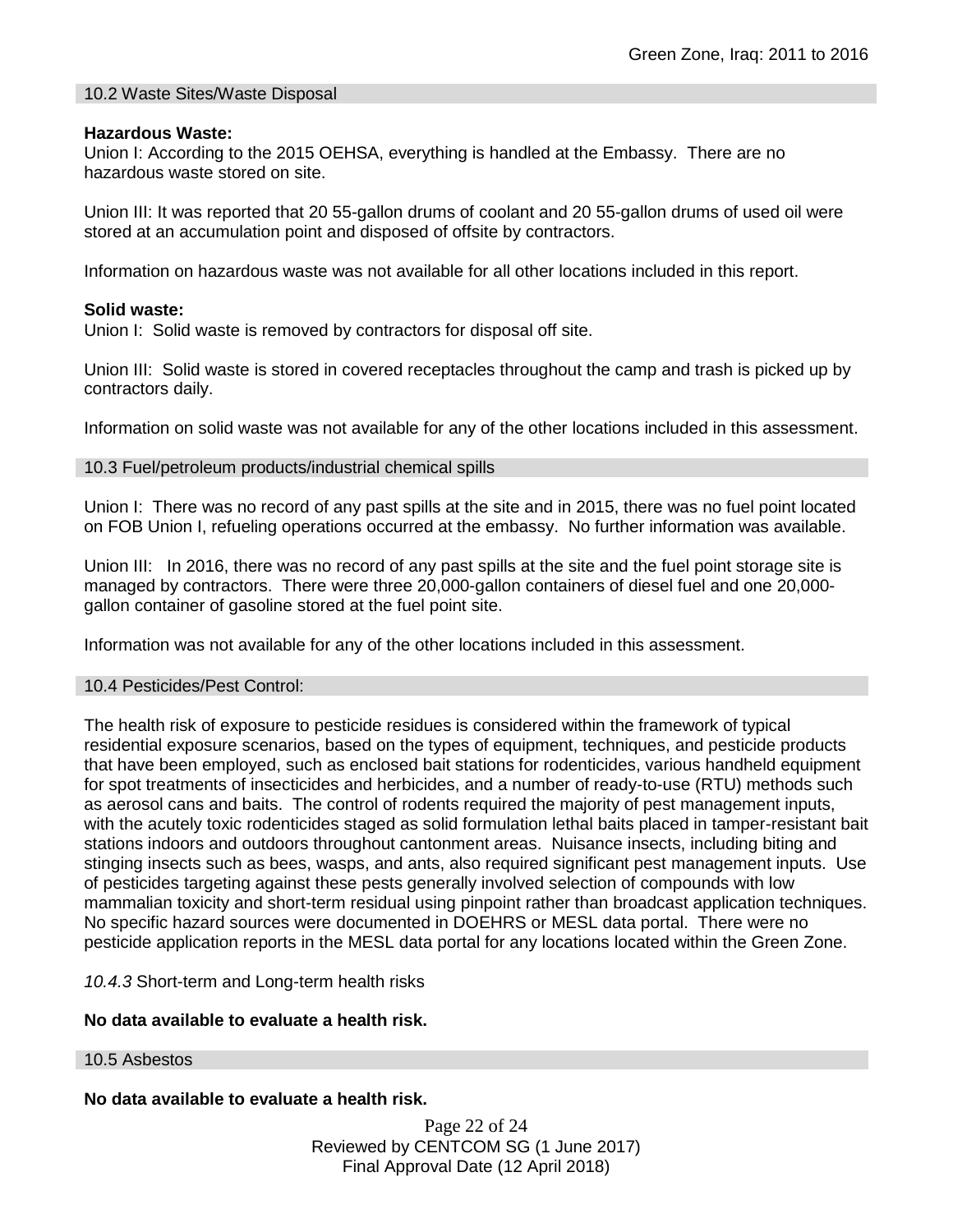### 10.2 Waste Sites/Waste Disposal

**Hazardous Waste:**

Union I: According to the 2015 OEHSA, everything is handled at the Embassy. There are no hazardous waste stored on site.

Union III: It was reported that 20 55-gallon drums of coolant and 20 55-gallon drums of used oil were stored at an accumulation point and disposed of offsite by contractors.

Information on hazardous waste was not available for all other locations included in this report.

**Solid waste:**

Union I: Solid waste is removed by contractors for disposal off site.

Union III: Solid waste is stored in covered receptacles throughout the camp and trash is picked up by contractors daily.

Information on solid waste was not available for any of the other locations included in this assessment.

### 10.3 Fuel/petroleum products/industrial chemical spills

Union I: There was no record of any past spills at the site and in 2015, there was no fuel point located on FOB Union I, refueling operations occurred at the embassy. No further information was available.

Union III: In 2016, there was no record of any past spills at the site and the fuel point storage site is managed by contractors. There were three 20,000-gallon containers of diesel fuel and one 20,000-gallon container of gasoline stored at the fuel point site.

Information was not available for any of the other locations included in this assessment.

### 10.4 Pesticides/Pest Control:

The health risk of exposure to pesticide residues is considered within the framework of typical residential exposure scenarios, based on the types of equipment, techniques, and pesticide products that have been employed, such as enclosed bait stations for rodenticides, various handheld equipment for spot treatments of insecticides and herbicides, and a number of ready-to-use (RTU) methods such as aerosol cans and baits. The control of rodents required the majority of pest management inputs, with the acutely toxic rodenticides staged as solid formulation lethal baits placed in tamper-resistant bait stations indoors and outdoors throughout cantonment areas. Nuisance insects, including biting and stinging insects such as bees, wasps, and ants, also required significant pest management inputs. Use of pesticides targeting against these pests generally involved selection of compounds with low mammalian toxicity and short-term residual using pinpoint rather than broadcast application techniques. No specific hazard sources were documented in DOEHRS or MESL data portal. There were no pesticide application reports in the MESL data portal for any locations located within the Green Zone.

*10.4.3* Short-term and Long-term health risks

**No data available to evaluate a health risk.**

### 10.5 Asbestos

**No data available to evaluate a health risk.**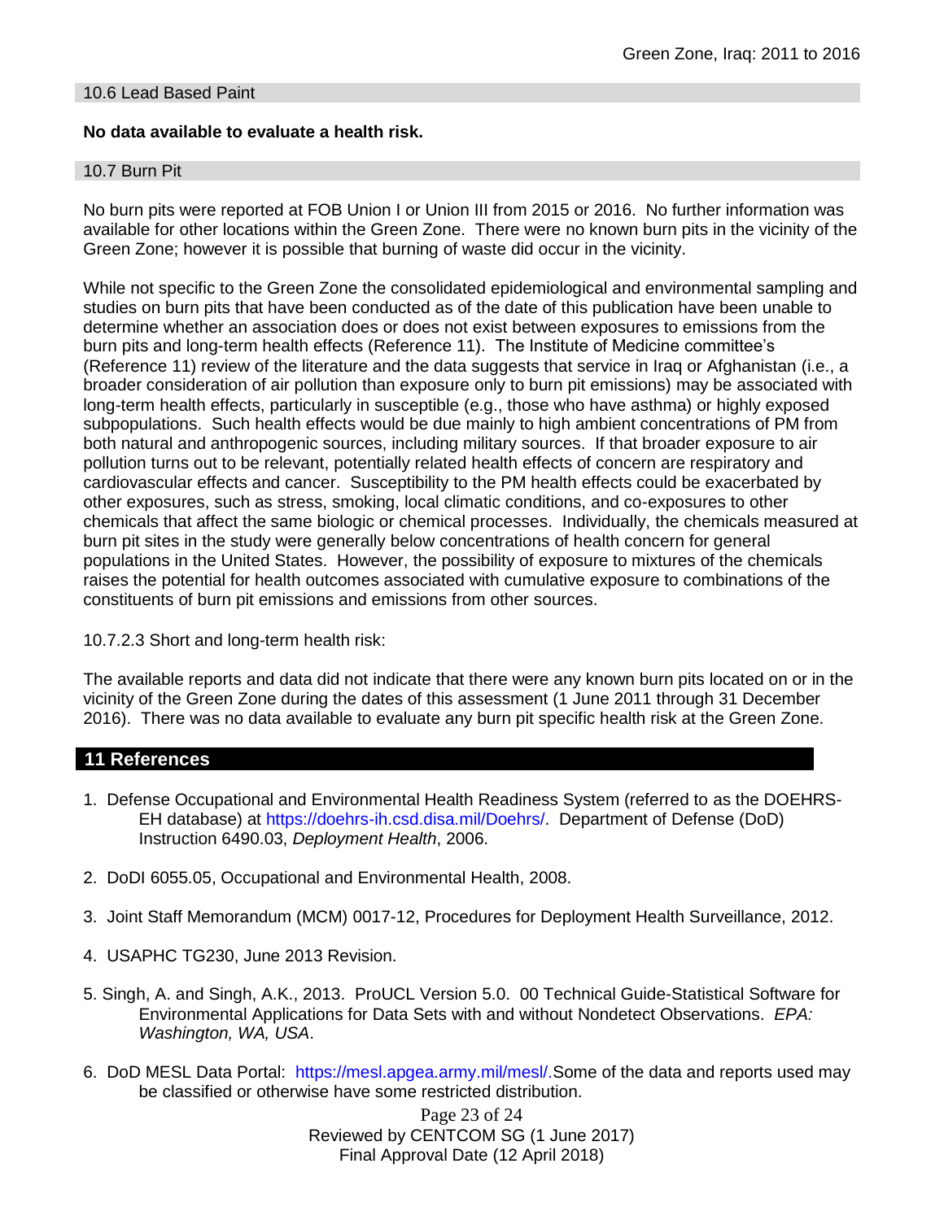### 10.6 Lead Based Paint

**No data available to evaluate a health risk.**

### 10.7 Burn Pit

No burn pits were reported at FOB Union I or Union III from 2015 or 2016. No further information was available for other locations within the Green Zone. There were no known burn pits in the vicinity of the Green Zone; however it is possible that burning of waste did occur in the vicinity.

While not specific to the Green Zone the consolidated epidemiological and environmental sampling and studies on burn pits that have been conducted as of the date of this publication have been unable to determine whether an association does or does not exist between exposures to emissions from the burn pits and long-term health effects (Reference 11). The Institute of Medicine committee's (Reference 11) review of the literature and the data suggests that service in Iraq or Afghanistan (i.e., a broader consideration of air pollution than exposure only to burn pit emissions) may be associated with long-term health effects, particularly in susceptible (e.g., those who have asthma) or highly exposed subpopulations. Such health effects would be due mainly to high ambient concentrations of PM from both natural and anthropogenic sources, including military sources. If that broader exposure to air pollution turns out to be relevant, potentially related health effects of concern are respiratory and cardiovascular effects and cancer. Susceptibility to the PM health effects could be exacerbated by other exposures, such as stress, smoking, local climatic conditions, and co-exposures to other chemicals that affect the same biologic or chemical processes. Individually, the chemicals measured at burn pit sites in the study were generally below concentrations of health concern for general populations in the United States. However, the possibility of exposure to mixtures of the chemicals raises the potential for health outcomes associated with cumulative exposure to combinations of the constituents of burn pit emissions and emissions from other sources.

10.7.2.3 Short and long-term health risk:

The available reports and data did not indicate that there were any known burn pits located on or in the vicinity of the Green Zone during the dates of this assessment (1 June 2011 through 31 December 2016). There was no data available to evaluate any burn pit specific health risk at the Green Zone.

## 11 References

1. Defense Occupational and Environmental Health Readiness System (referred to as the DOEHRS-EH database) at https://doehrs-ih.csd.disa.mil/Doehrs/. Department of Defense (DoD) Instruction 6490.03, *Deployment Health*, 2006.
2. DoDI 6055.05, Occupational and Environmental Health, 2008.
3. Joint Staff Memorandum (MCM) 0017-12, Procedures for Deployment Health Surveillance, 2012.
4. USAPHC TG230, June 2013 Revision.
5. Singh, A. and Singh, A.K., 2013. ProUCL Version 5.0. 00 Technical Guide-Statistical Software for Environmental Applications for Data Sets with and without Nondetect Observations. *EPA: Washington, WA, USA*.
6. DoD MESL Data Portal: https://mesl.apgea.army.mil/mesl/.Some of the data and reports used may be classified or otherwise have some restricted distribution.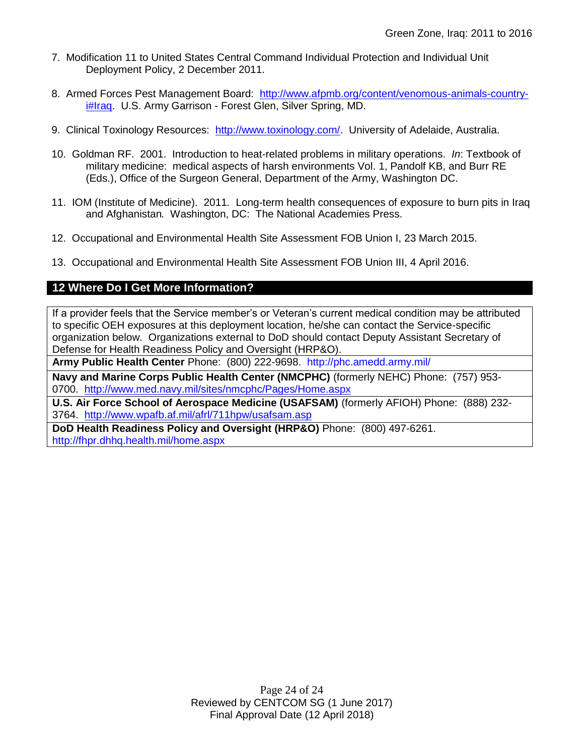7. Modification 11 to United States Central Command Individual Protection and Individual Unit Deployment Policy, 2 December 2011.

8. Armed Forces Pest Management Board: http://www.afpmb.org/content/venomous-animals-country-i#Iraq. U.S. Army Garrison - Forest Glen, Silver Spring, MD.

9. Clinical Toxinology Resources: http://www.toxinology.com/. University of Adelaide, Australia.

10. Goldman RF. 2001. Introduction to heat-related problems in military operations. *In*: Textbook of military medicine: medical aspects of harsh environments Vol. 1, Pandolf KB, and Burr RE (Eds.), Office of the Surgeon General, Department of the Army, Washington DC.

11. IOM (Institute of Medicine). 2011. Long-term health consequences of exposure to burn pits in Iraq and Afghanistan*.* Washington, DC: The National Academies Press.

12. Occupational and Environmental Health Site Assessment FOB Union I, 23 March 2015.

13. Occupational and Environmental Health Site Assessment FOB Union III, 4 April 2016.

## 12 Where Do I Get More Information?

If a provider feels that the Service member's or Veteran's current medical condition may be attributed to specific OEH exposures at this deployment location, he/she can contact the Service-specific organization below. Organizations external to DoD should contact Deputy Assistant Secretary of Defense for Health Readiness Policy and Oversight (HRP&O).

**Army Public Health Center** Phone: (800) 222-9698. http://phc.amedd.army.mil/

**Navy and Marine Corps Public Health Center (NMCPHC)** (formerly NEHC) Phone: (757) 953-0700. http://www.med.navy.mil/sites/nmcphc/Pages/Home.aspx

**U.S. Air Force School of Aerospace Medicine (USAFSAM)** (formerly AFIOH) Phone: (888) 232-3764. http://www.wpafb.af.mil/afrl/711hpw/usafsam.asp

**DoD Health Readiness Policy and Oversight (HRP&O)** Phone: (800) 497-6261. http://fhpr.dhhq.health.mil/home.aspx

Reviewed by CENTCOM SG (1 June 2017)
Final Approval Date (12 April 2018)